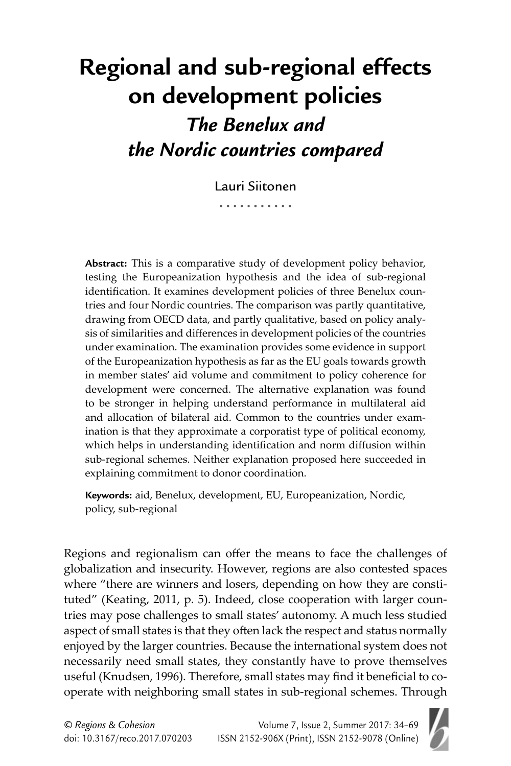# Regional and sub-regional effects on development policies

## *The Benelux and the Nordic countries compared*

Lauri Siitonen

**Abstract:** This is a comparative study of development policy behavior, testing the Europeanization hypothesis and the idea of sub-regional identification. It examines development policies of three Benelux countries and four Nordic countries. The comparison was partly quantitative, drawing from OECD data, and partly qualitative, based on policy analysis of similarities and differences in development policies of the countries under examination. The examination provides some evidence in support of the Europeanization hypothesis as far as the EU goals towards growth in member states' aid volume and commitment to policy coherence for development were concerned. The alternative explanation was found to be stronger in helping understand performance in multilateral aid and allocation of bilateral aid. Common to the countries under examination is that they approximate a corporatist type of political economy, which helps in understanding identification and norm diffusion within sub-regional schemes. Neither explanation proposed here succeeded in explaining commitment to donor coordination.

**Keywords:** aid, Benelux, development, EU, Europeanization, Nordic, policy, sub-regional

Regions and regionalism can offer the means to face the challenges of globalization and insecurity. However, regions are also contested spaces where "there are winners and losers, depending on how they are constituted" (Keating, 2011, p. 5). Indeed, close cooperation with larger countries may pose challenges to small states' autonomy. A much less studied aspect of small states is that they often lack the respect and status normally enjoyed by the larger countries. Because the international system does not necessarily need small states, they constantly have to prove themselves useful (Knudsen, 1996). Therefore, small states may find it beneficial to cooperate with neighboring small states in sub-regional schemes. Through

© *Regions & Cohesion*
doi: 10.3167/reco.2017.070203
ISSN 2152-906X (Print), ISSN 2152-9078 (Online)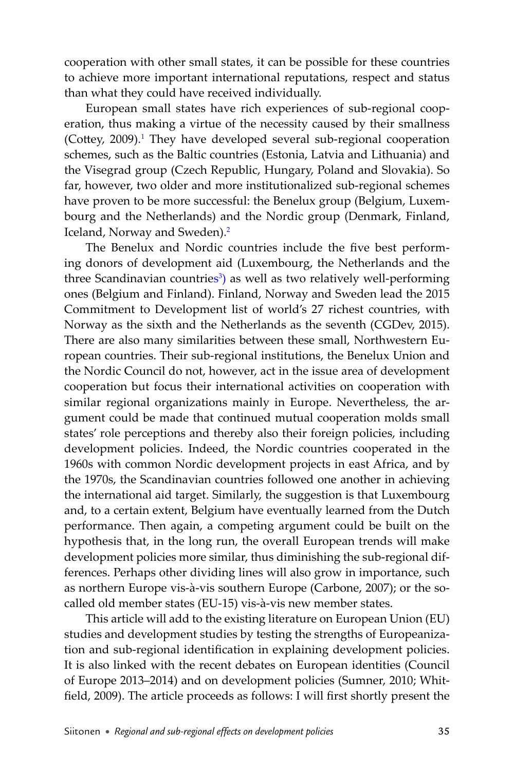cooperation with other small states, it can be possible for these countries to achieve more important international reputations, respect and status than what they could have received individually.

European small states have rich experiences of sub-regional cooperation, thus making a virtue of the necessity caused by their smallness (Cottey, 2009).[1] They have developed several sub-regional cooperation schemes, such as the Baltic countries (Estonia, Latvia and Lithuania) and the Visegrad group (Czech Republic, Hungary, Poland and Slovakia). So far, however, two older and more institutionalized sub-regional schemes have proven to be more successful: the Benelux group (Belgium, Luxembourg and the Netherlands) and the Nordic group (Denmark, Finland, Iceland, Norway and Sweden).[2]

The Benelux and Nordic countries include the five best performing donors of development aid (Luxembourg, the Netherlands and the three Scandinavian countries[3]) as well as two relatively well-performing ones (Belgium and Finland). Finland, Norway and Sweden lead the 2015 Commitment to Development list of world's 27 richest countries, with Norway as the sixth and the Netherlands as the seventh (CGDev, 2015). There are also many similarities between these small, Northwestern European countries. Their sub-regional institutions, the Benelux Union and the Nordic Council do not, however, act in the issue area of development cooperation but focus their international activities on cooperation with similar regional organizations mainly in Europe. Nevertheless, the argument could be made that continued mutual cooperation molds small states' role perceptions and thereby also their foreign policies, including development policies. Indeed, the Nordic countries cooperated in the 1960s with common Nordic development projects in east Africa, and by the 1970s, the Scandinavian countries followed one another in achieving the international aid target. Similarly, the suggestion is that Luxembourg and, to a certain extent, Belgium have eventually learned from the Dutch performance. Then again, a competing argument could be built on the hypothesis that, in the long run, the overall European trends will make development policies more similar, thus diminishing the sub-regional differences. Perhaps other dividing lines will also grow in importance, such as northern Europe vis-à-vis southern Europe (Carbone, 2007); or the so-called old member states (EU-15) vis-à-vis new member states.

This article will add to the existing literature on European Union (EU) studies and development studies by testing the strengths of Europeanization and sub-regional identification in explaining development policies. It is also linked with the recent debates on European identities (Council of Europe 2013–2014) and on development policies (Sumner, 2010; Whitfield, 2009). The article proceeds as follows: I will first shortly present the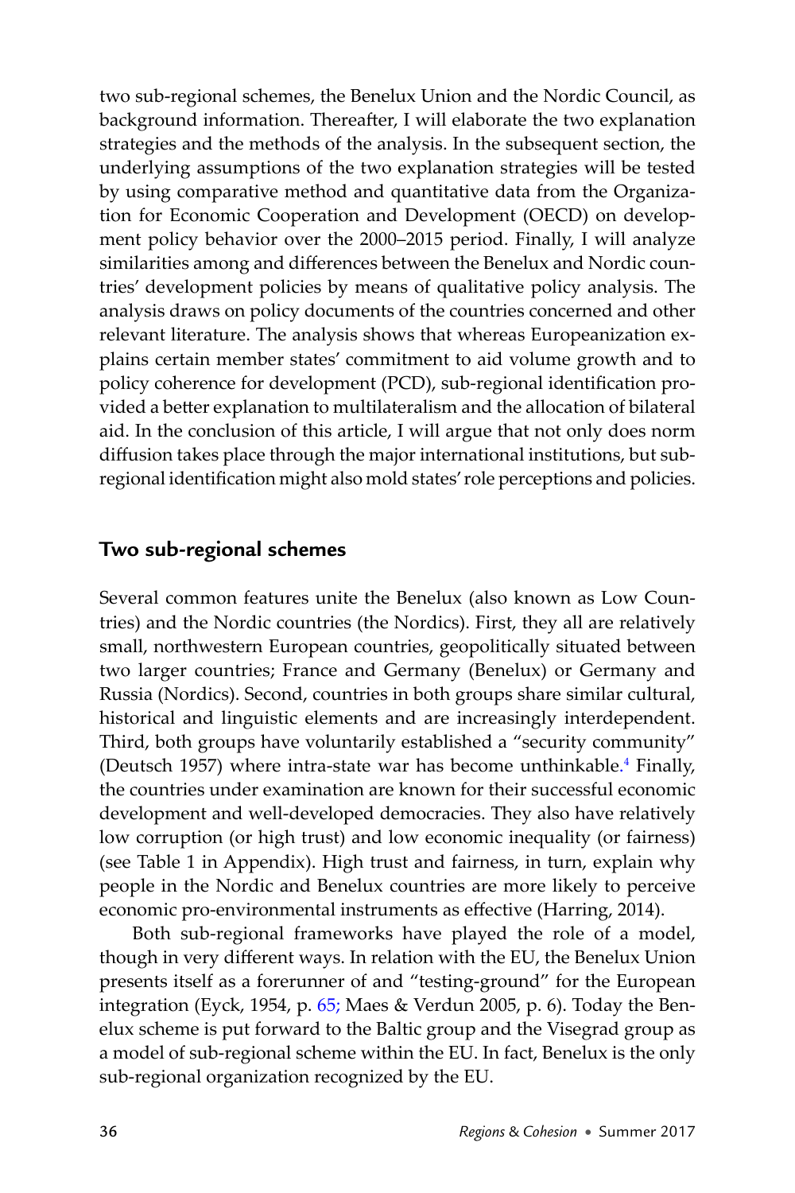two sub-regional schemes, the Benelux Union and the Nordic Council, as background information. Thereafter, I will elaborate the two explanation strategies and the methods of the analysis. In the subsequent section, the underlying assumptions of the two explanation strategies will be tested by using comparative method and quantitative data from the Organization for Economic Cooperation and Development (OECD) on development policy behavior over the 2000–2015 period. Finally, I will analyze similarities among and differences between the Benelux and Nordic countries' development policies by means of qualitative policy analysis. The analysis draws on policy documents of the countries concerned and other relevant literature. The analysis shows that whereas Europeanization explains certain member states' commitment to aid volume growth and to policy coherence for development (PCD), sub-regional identification provided a better explanation to multilateralism and the allocation of bilateral aid. In the conclusion of this article, I will argue that not only does norm diffusion takes place through the major international institutions, but sub-regional identification might also mold states' role perceptions and policies.

## Two sub-regional schemes

Several common features unite the Benelux (also known as Low Countries) and the Nordic countries (the Nordics). First, they all are relatively small, northwestern European countries, geopolitically situated between two larger countries; France and Germany (Benelux) or Germany and Russia (Nordics). Second, countries in both groups share similar cultural, historical and linguistic elements and are increasingly interdependent. Third, both groups have voluntarily established a "security community" (Deutsch 1957) where intra-state war has become unthinkable.[4] Finally, the countries under examination are known for their successful economic development and well-developed democracies. They also have relatively low corruption (or high trust) and low economic inequality (or fairness) (see Table 1 in Appendix). High trust and fairness, in turn, explain why people in the Nordic and Benelux countries are more likely to perceive economic pro-environmental instruments as effective (Harring, 2014).

Both sub-regional frameworks have played the role of a model, though in very different ways. In relation with the EU, the Benelux Union presents itself as a forerunner of and "testing-ground" for the European integration (Eyck, 1954, p. 65; Maes & Verdun 2005, p. 6). Today the Benelux scheme is put forward to the Baltic group and the Visegrad group as a model of sub-regional scheme within the EU. In fact, Benelux is the only sub-regional organization recognized by the EU.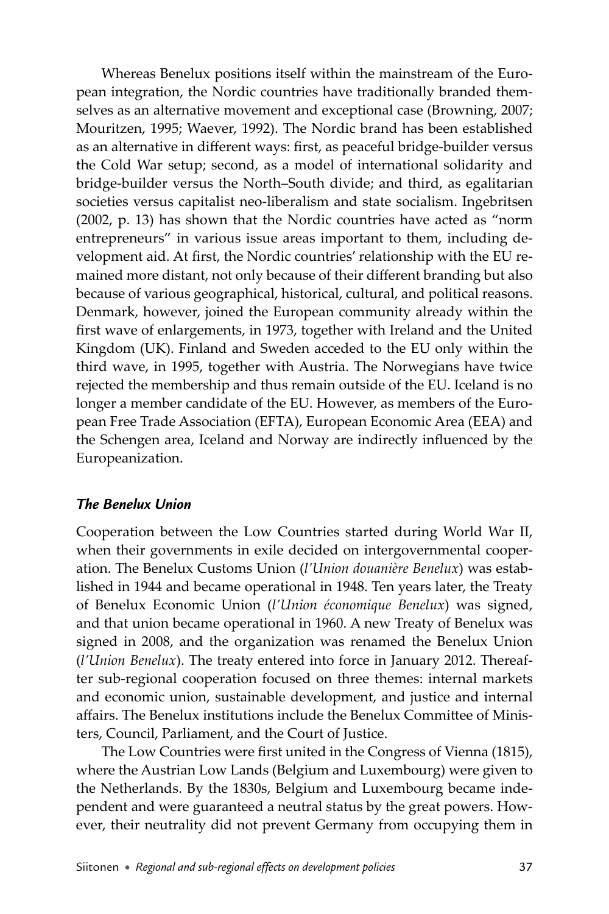Whereas Benelux positions itself within the mainstream of the European integration, the Nordic countries have traditionally branded themselves as an alternative movement and exceptional case (Browning, 2007; Mouritzen, 1995; Waever, 1992). The Nordic brand has been established as an alternative in different ways: first, as peaceful bridge-builder versus the Cold War setup; second, as a model of international solidarity and bridge-builder versus the North–South divide; and third, as egalitarian societies versus capitalist neo-liberalism and state socialism. Ingebritsen (2002, p. 13) has shown that the Nordic countries have acted as "norm entrepreneurs" in various issue areas important to them, including development aid. At first, the Nordic countries' relationship with the EU remained more distant, not only because of their different branding but also because of various geographical, historical, cultural, and political reasons. Denmark, however, joined the European community already within the first wave of enlargements, in 1973, together with Ireland and the United Kingdom (UK). Finland and Sweden acceded to the EU only within the third wave, in 1995, together with Austria. The Norwegians have twice rejected the membership and thus remain outside of the EU. Iceland is no longer a member candidate of the EU. However, as members of the European Free Trade Association (EFTA), European Economic Area (EEA) and the Schengen area, Iceland and Norway are indirectly influenced by the Europeanization.

### *The Benelux Union*

Cooperation between the Low Countries started during World War II, when their governments in exile decided on intergovernmental cooperation. The Benelux Customs Union (*l'Union douanière Benelux*) was established in 1944 and became operational in 1948. Ten years later, the Treaty of Benelux Economic Union (*l'Union économique Benelux*) was signed, and that union became operational in 1960. A new Treaty of Benelux was signed in 2008, and the organization was renamed the Benelux Union (*l'Union Benelux*). The treaty entered into force in January 2012. Thereafter sub-regional cooperation focused on three themes: internal markets and economic union, sustainable development, and justice and internal affairs. The Benelux institutions include the Benelux Committee of Ministers, Council, Parliament, and the Court of Justice.

The Low Countries were first united in the Congress of Vienna (1815), where the Austrian Low Lands (Belgium and Luxembourg) were given to the Netherlands. By the 1830s, Belgium and Luxembourg became independent and were guaranteed a neutral status by the great powers. However, their neutrality did not prevent Germany from occupying them in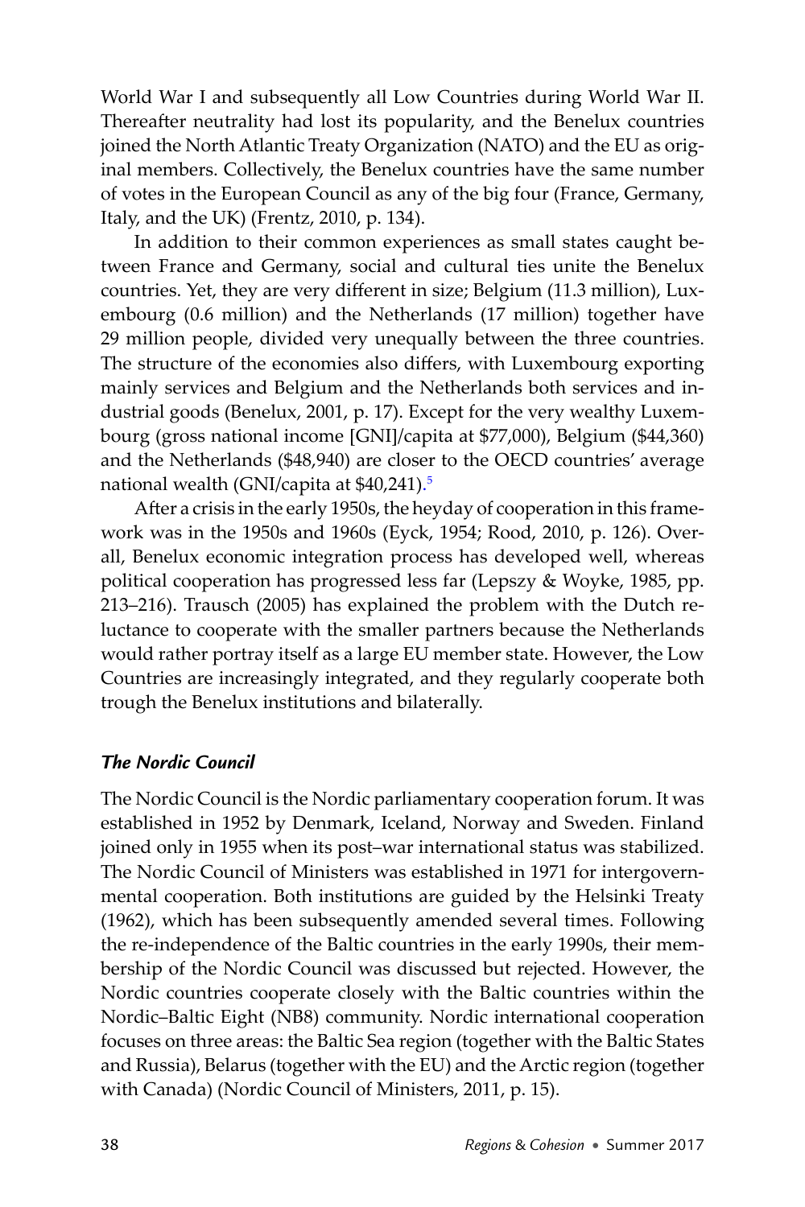World War I and subsequently all Low Countries during World War II. Thereafter neutrality had lost its popularity, and the Benelux countries joined the North Atlantic Treaty Organization (NATO) and the EU as original members. Collectively, the Benelux countries have the same number of votes in the European Council as any of the big four (France, Germany, Italy, and the UK) (Frentz, 2010, p. 134).

In addition to their common experiences as small states caught between France and Germany, social and cultural ties unite the Benelux countries. Yet, they are very different in size; Belgium (11.3 million), Luxembourg (0.6 million) and the Netherlands (17 million) together have 29 million people, divided very unequally between the three countries. The structure of the economies also differs, with Luxembourg exporting mainly services and Belgium and the Netherlands both services and industrial goods (Benelux, 2001, p. 17). Except for the very wealthy Luxembourg (gross national income [GNI]/capita at $77,000), Belgium ($44,360) and the Netherlands ($48,940) are closer to the OECD countries' average national wealth (GNI/capita at $40,241).[5]

After a crisis in the early 1950s, the heyday of cooperation in this framework was in the 1950s and 1960s (Eyck, 1954; Rood, 2010, p. 126). Overall, Benelux economic integration process has developed well, whereas political cooperation has progressed less far (Lepszy & Woyke, 1985, pp. 213–216). Trausch (2005) has explained the problem with the Dutch reluctance to cooperate with the smaller partners because the Netherlands would rather portray itself as a large EU member state. However, the Low Countries are increasingly integrated, and they regularly cooperate both trough the Benelux institutions and bilaterally.

### *The Nordic Council*

The Nordic Council is the Nordic parliamentary cooperation forum. It was established in 1952 by Denmark, Iceland, Norway and Sweden. Finland joined only in 1955 when its post–war international status was stabilized. The Nordic Council of Ministers was established in 1971 for intergovernmental cooperation. Both institutions are guided by the Helsinki Treaty (1962), which has been subsequently amended several times. Following the re-independence of the Baltic countries in the early 1990s, their membership of the Nordic Council was discussed but rejected. However, the Nordic countries cooperate closely with the Baltic countries within the Nordic–Baltic Eight (NB8) community. Nordic international cooperation focuses on three areas: the Baltic Sea region (together with the Baltic States and Russia), Belarus (together with the EU) and the Arctic region (together with Canada) (Nordic Council of Ministers, 2011, p. 15).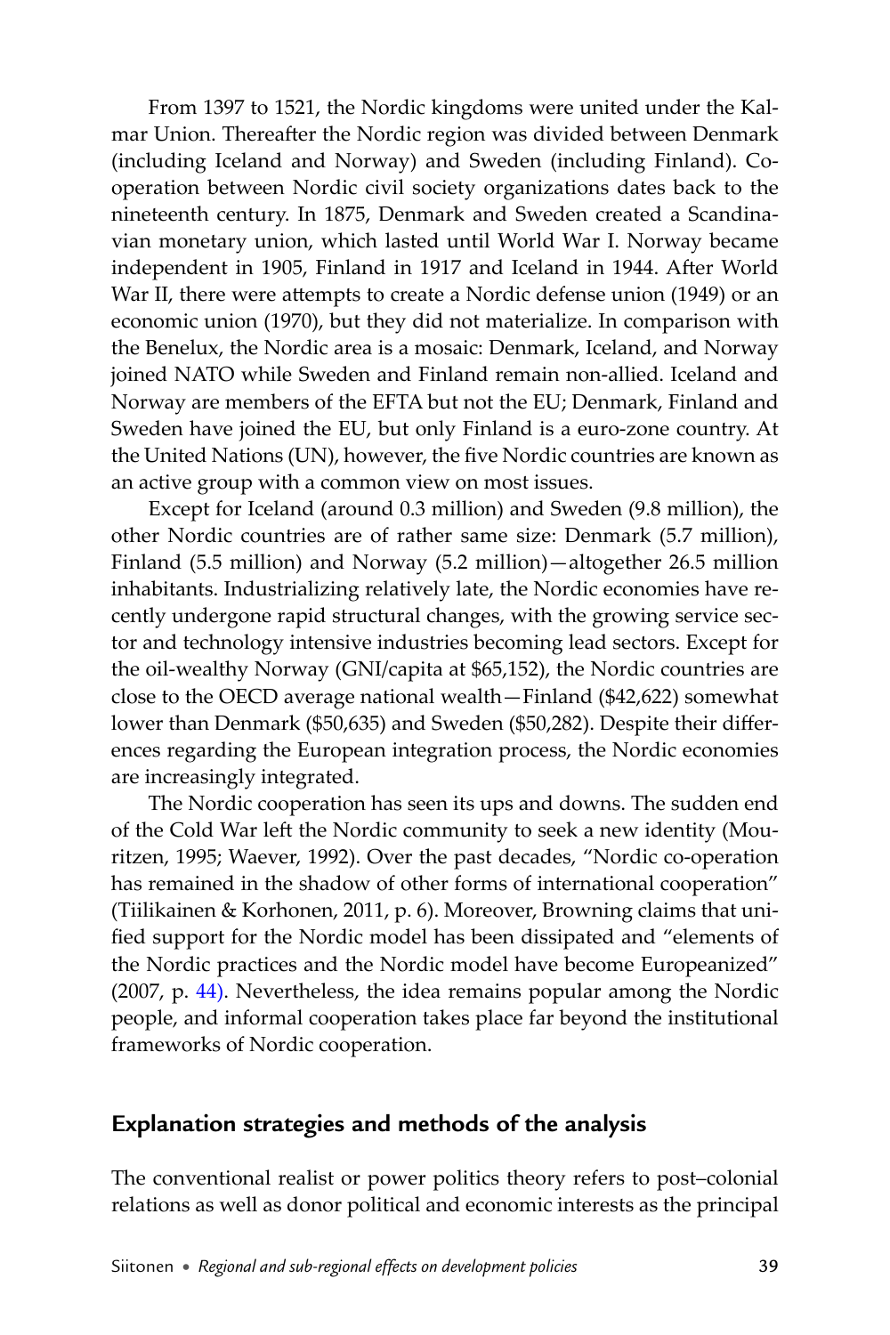From 1397 to 1521, the Nordic kingdoms were united under the Kalmar Union. Thereafter the Nordic region was divided between Denmark (including Iceland and Norway) and Sweden (including Finland). Co-operation between Nordic civil society organizations dates back to the nineteenth century. In 1875, Denmark and Sweden created a Scandinavian monetary union, which lasted until World War I. Norway became independent in 1905, Finland in 1917 and Iceland in 1944. After World War II, there were attempts to create a Nordic defense union (1949) or an economic union (1970), but they did not materialize. In comparison with the Benelux, the Nordic area is a mosaic: Denmark, Iceland, and Norway joined NATO while Sweden and Finland remain non-allied. Iceland and Norway are members of the EFTA but not the EU; Denmark, Finland and Sweden have joined the EU, but only Finland is a euro-zone country. At the United Nations (UN), however, the five Nordic countries are known as an active group with a common view on most issues.

Except for Iceland (around 0.3 million) and Sweden (9.8 million), the other Nordic countries are of rather same size: Denmark (5.7 million), Finland (5.5 million) and Norway (5.2 million)—altogether 26.5 million inhabitants. Industrializing relatively late, the Nordic economies have recently undergone rapid structural changes, with the growing service sector and technology intensive industries becoming lead sectors. Except for the oil-wealthy Norway (GNI/capita at $65,152), the Nordic countries are close to the OECD average national wealth—Finland ($42,622) somewhat lower than Denmark ($50,635) and Sweden ($50,282). Despite their differences regarding the European integration process, the Nordic economies are increasingly integrated.

The Nordic cooperation has seen its ups and downs. The sudden end of the Cold War left the Nordic community to seek a new identity (Mouritzen, 1995; Waever, 1992). Over the past decades, "Nordic co-operation has remained in the shadow of other forms of international cooperation" (Tiilikainen & Korhonen, 2011, p. 6). Moreover, Browning claims that unified support for the Nordic model has been dissipated and "elements of the Nordic practices and the Nordic model have become Europeanized" (2007, p. 44). Nevertheless, the idea remains popular among the Nordic people, and informal cooperation takes place far beyond the institutional frameworks of Nordic cooperation.

## Explanation strategies and methods of the analysis

The conventional realist or power politics theory refers to post–colonial relations as well as donor political and economic interests as the principal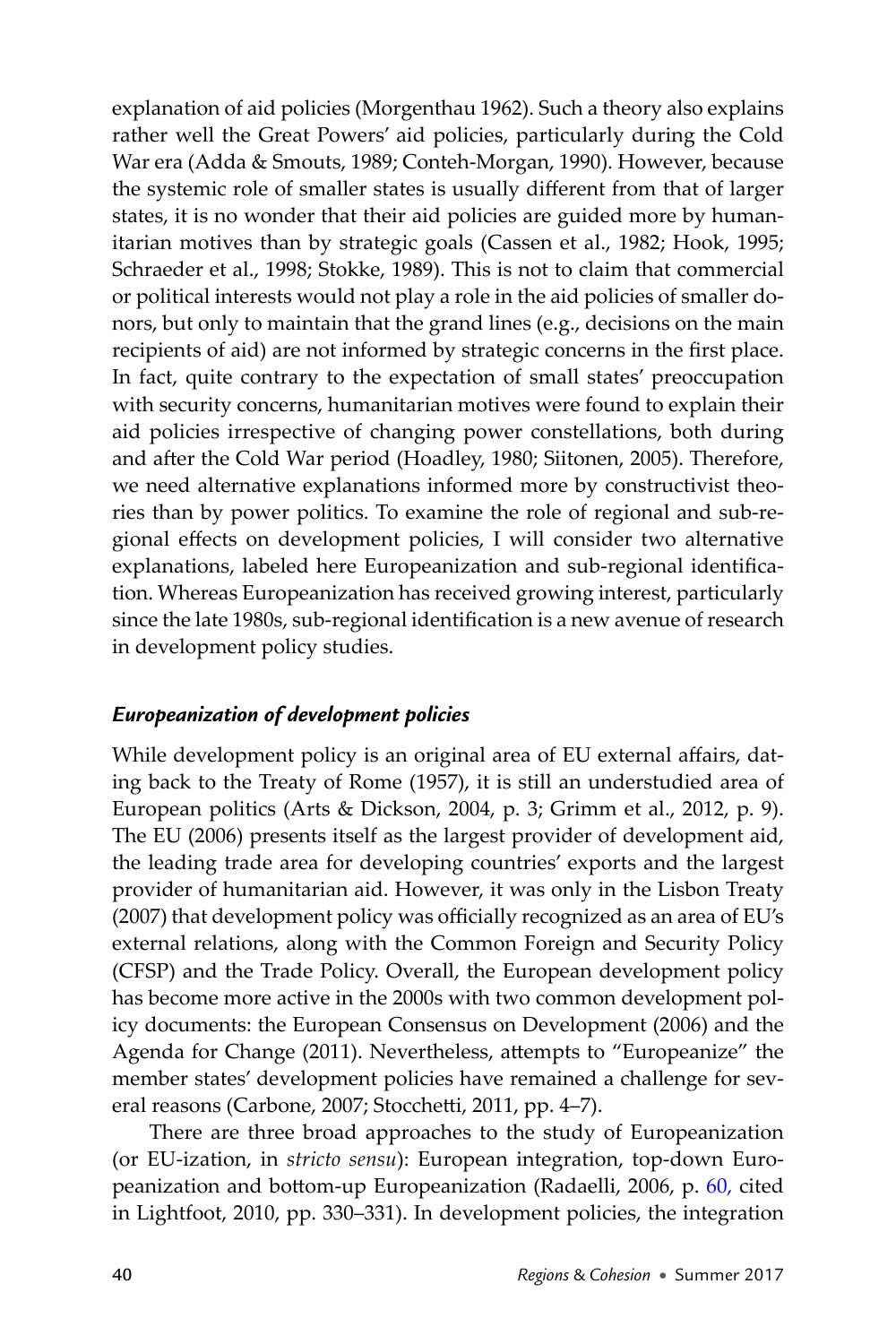explanation of aid policies (Morgenthau 1962). Such a theory also explains rather well the Great Powers' aid policies, particularly during the Cold War era (Adda & Smouts, 1989; Conteh-Morgan, 1990). However, because the systemic role of smaller states is usually different from that of larger states, it is no wonder that their aid policies are guided more by humanitarian motives than by strategic goals (Cassen et al., 1982; Hook, 1995; Schraeder et al., 1998; Stokke, 1989). This is not to claim that commercial or political interests would not play a role in the aid policies of smaller donors, but only to maintain that the grand lines (e.g., decisions on the main recipients of aid) are not informed by strategic concerns in the first place. In fact, quite contrary to the expectation of small states' preoccupation with security concerns, humanitarian motives were found to explain their aid policies irrespective of changing power constellations, both during and after the Cold War period (Hoadley, 1980; Siitonen, 2005). Therefore, we need alternative explanations informed more by constructivist theories than by power politics. To examine the role of regional and sub-regional effects on development policies, I will consider two alternative explanations, labeled here Europeanization and sub-regional identification. Whereas Europeanization has received growing interest, particularly since the late 1980s, sub-regional identification is a new avenue of research in development policy studies.

### *Europeanization of development policies*

While development policy is an original area of EU external affairs, dating back to the Treaty of Rome (1957), it is still an understudied area of European politics (Arts & Dickson, 2004, p. 3; Grimm et al., 2012, p. 9). The EU (2006) presents itself as the largest provider of development aid, the leading trade area for developing countries' exports and the largest provider of humanitarian aid. However, it was only in the Lisbon Treaty (2007) that development policy was officially recognized as an area of EU's external relations, along with the Common Foreign and Security Policy (CFSP) and the Trade Policy. Overall, the European development policy has become more active in the 2000s with two common development policy documents: the European Consensus on Development (2006) and the Agenda for Change (2011). Nevertheless, attempts to "Europeanize" the member states' development policies have remained a challenge for several reasons (Carbone, 2007; Stocchetti, 2011, pp. 4–7).

There are three broad approaches to the study of Europeanization (or EU-ization, in *stricto sensu*): European integration, top-down Europeanization and bottom-up Europeanization (Radaelli, 2006, p. 60, cited in Lightfoot, 2010, pp. 330–331). In development policies, the integration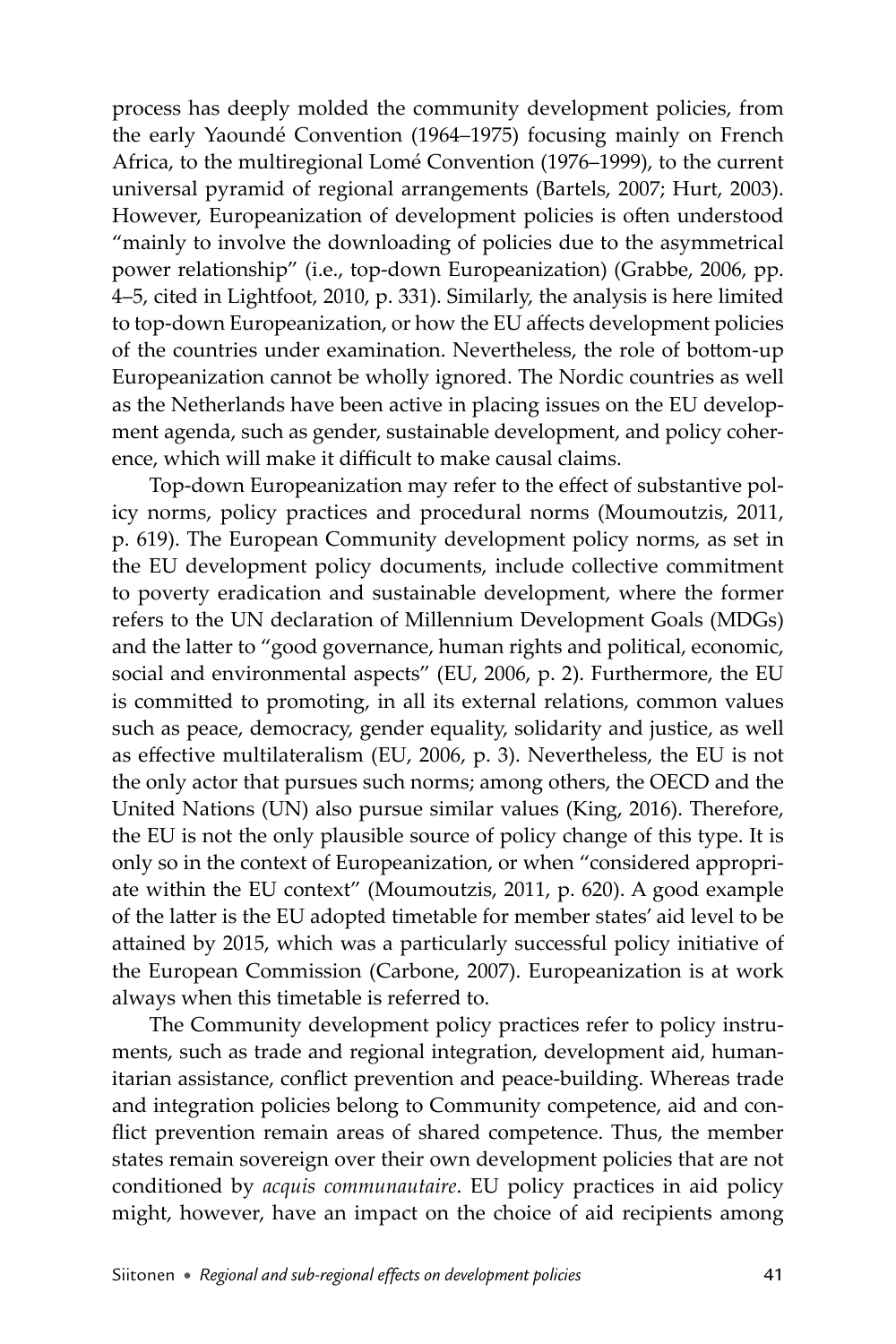process has deeply molded the community development policies, from the early Yaoundé Convention (1964–1975) focusing mainly on French Africa, to the multiregional Lomé Convention (1976–1999), to the current universal pyramid of regional arrangements (Bartels, 2007; Hurt, 2003). However, Europeanization of development policies is often understood "mainly to involve the downloading of policies due to the asymmetrical power relationship" (i.e., top-down Europeanization) (Grabbe, 2006, pp. 4–5, cited in Lightfoot, 2010, p. 331). Similarly, the analysis is here limited to top-down Europeanization, or how the EU affects development policies of the countries under examination. Nevertheless, the role of bottom-up Europeanization cannot be wholly ignored. The Nordic countries as well as the Netherlands have been active in placing issues on the EU development agenda, such as gender, sustainable development, and policy coherence, which will make it difficult to make causal claims.

Top-down Europeanization may refer to the effect of substantive policy norms, policy practices and procedural norms (Moumoutzis, 2011, p. 619). The European Community development policy norms, as set in the EU development policy documents, include collective commitment to poverty eradication and sustainable development, where the former refers to the UN declaration of Millennium Development Goals (MDGs) and the latter to "good governance, human rights and political, economic, social and environmental aspects" (EU, 2006, p. 2). Furthermore, the EU is committed to promoting, in all its external relations, common values such as peace, democracy, gender equality, solidarity and justice, as well as effective multilateralism (EU, 2006, p. 3). Nevertheless, the EU is not the only actor that pursues such norms; among others, the OECD and the United Nations (UN) also pursue similar values (King, 2016). Therefore, the EU is not the only plausible source of policy change of this type. It is only so in the context of Europeanization, or when "considered appropriate within the EU context" (Moumoutzis, 2011, p. 620). A good example of the latter is the EU adopted timetable for member states' aid level to be attained by 2015, which was a particularly successful policy initiative of the European Commission (Carbone, 2007). Europeanization is at work always when this timetable is referred to.

The Community development policy practices refer to policy instruments, such as trade and regional integration, development aid, humanitarian assistance, conflict prevention and peace-building. Whereas trade and integration policies belong to Community competence, aid and conflict prevention remain areas of shared competence. Thus, the member states remain sovereign over their own development policies that are not conditioned by *acquis communautaire*. EU policy practices in aid policy might, however, have an impact on the choice of aid recipients among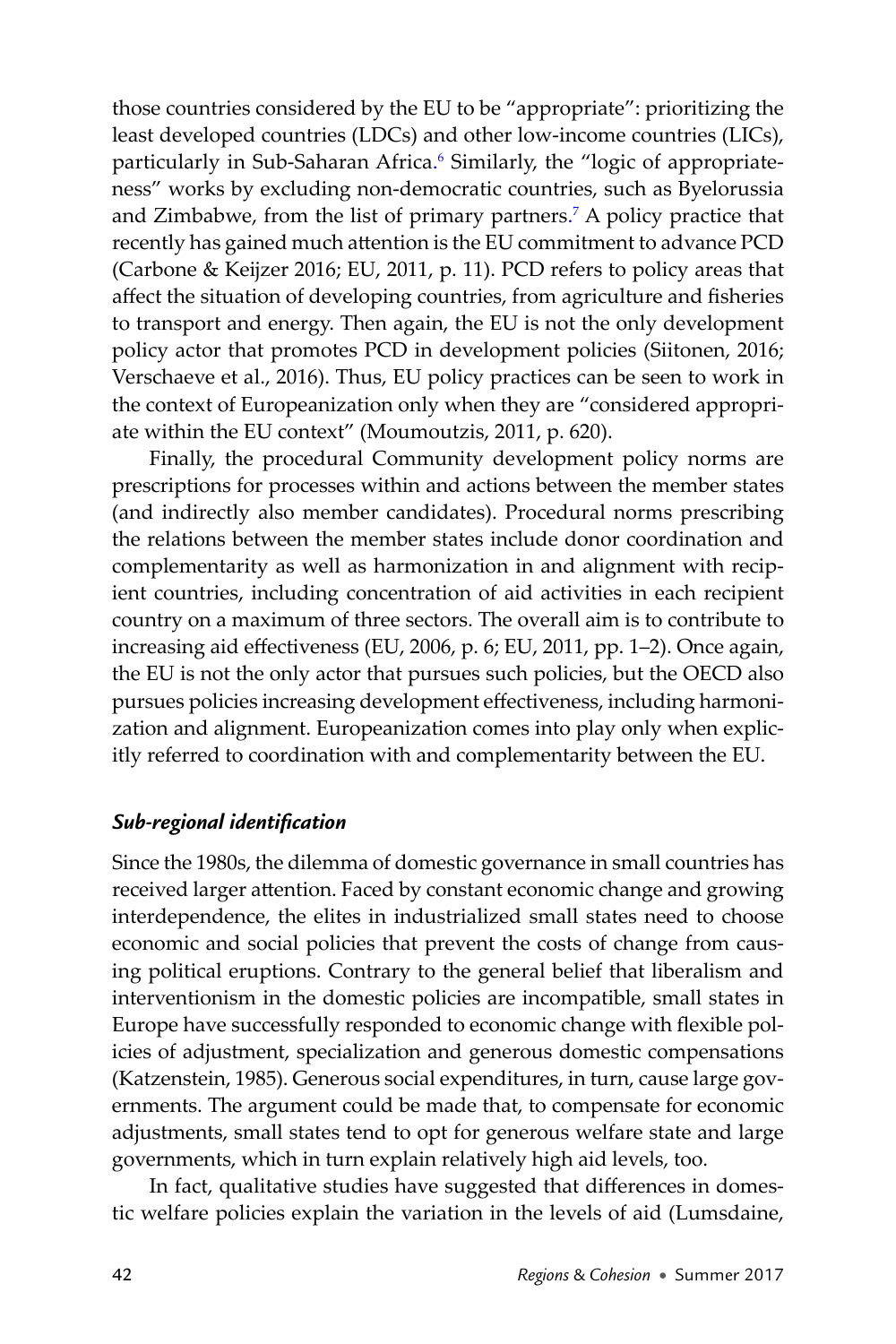those countries considered by the EU to be "appropriate": prioritizing the least developed countries (LDCs) and other low-income countries (LICs), particularly in Sub-Saharan Africa.[6] Similarly, the "logic of appropriateness" works by excluding non-democratic countries, such as Byelorussia and Zimbabwe, from the list of primary partners.[7] A policy practice that recently has gained much attention is the EU commitment to advance PCD (Carbone & Keijzer 2016; EU, 2011, p. 11). PCD refers to policy areas that affect the situation of developing countries, from agriculture and fisheries to transport and energy. Then again, the EU is not the only development policy actor that promotes PCD in development policies (Siitonen, 2016; Verschaeve et al., 2016). Thus, EU policy practices can be seen to work in the context of Europeanization only when they are "considered appropriate within the EU context" (Moumoutzis, 2011, p. 620).

Finally, the procedural Community development policy norms are prescriptions for processes within and actions between the member states (and indirectly also member candidates). Procedural norms prescribing the relations between the member states include donor coordination and complementarity as well as harmonization in and alignment with recipient countries, including concentration of aid activities in each recipient country on a maximum of three sectors. The overall aim is to contribute to increasing aid effectiveness (EU, 2006, p. 6; EU, 2011, pp. 1–2). Once again, the EU is not the only actor that pursues such policies, but the OECD also pursues policies increasing development effectiveness, including harmonization and alignment. Europeanization comes into play only when explicitly referred to coordination with and complementarity between the EU.

### *Sub-regional identification*

Since the 1980s, the dilemma of domestic governance in small countries has received larger attention. Faced by constant economic change and growing interdependence, the elites in industrialized small states need to choose economic and social policies that prevent the costs of change from causing political eruptions. Contrary to the general belief that liberalism and interventionism in the domestic policies are incompatible, small states in Europe have successfully responded to economic change with flexible policies of adjustment, specialization and generous domestic compensations (Katzenstein, 1985). Generous social expenditures, in turn, cause large governments. The argument could be made that, to compensate for economic adjustments, small states tend to opt for generous welfare state and large governments, which in turn explain relatively high aid levels, too.

In fact, qualitative studies have suggested that differences in domestic welfare policies explain the variation in the levels of aid (Lumsdaine,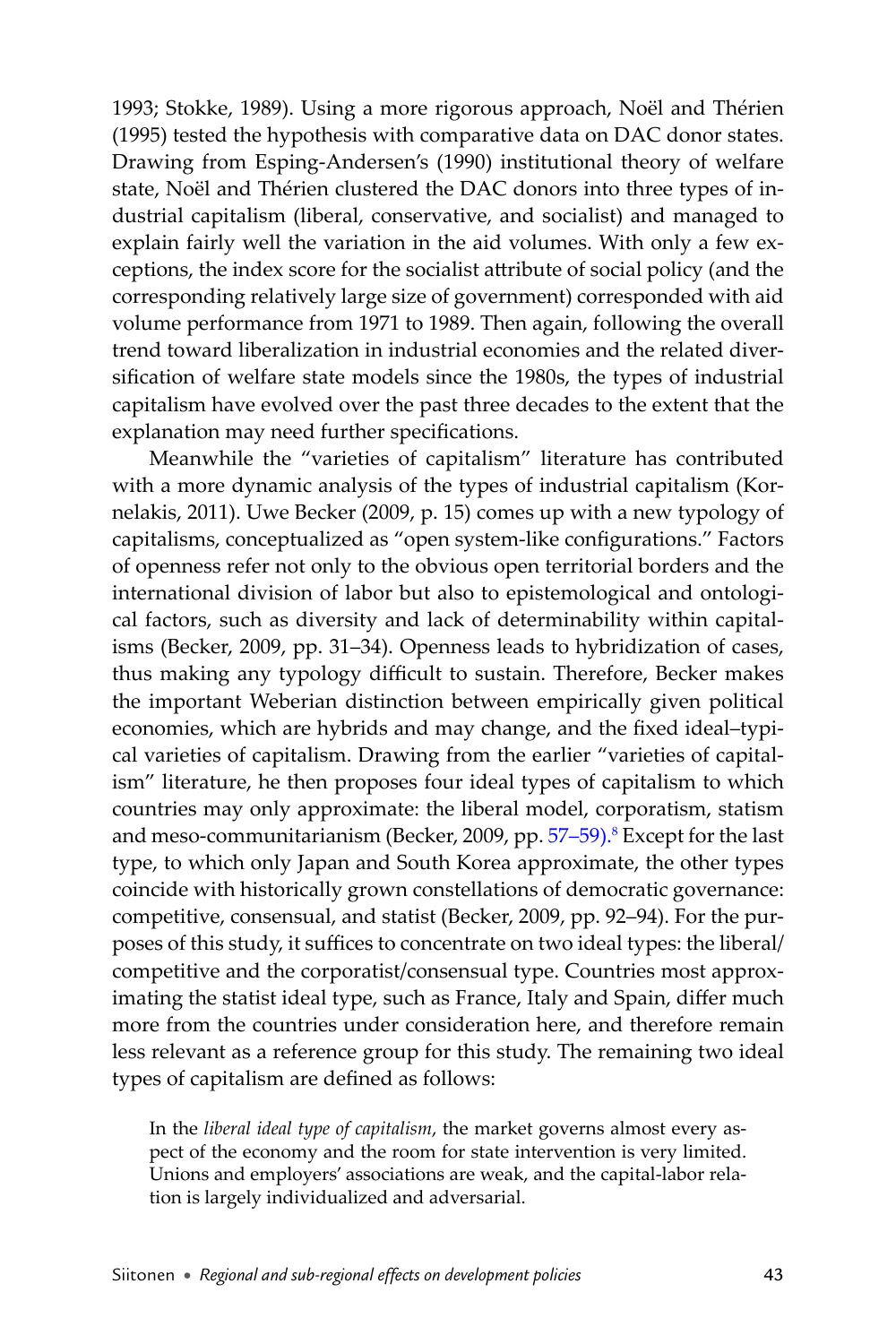1993; Stokke, 1989). Using a more rigorous approach, Noël and Thérien (1995) tested the hypothesis with comparative data on DAC donor states. Drawing from Esping-Andersen's (1990) institutional theory of welfare state, Noël and Thérien clustered the DAC donors into three types of industrial capitalism (liberal, conservative, and socialist) and managed to explain fairly well the variation in the aid volumes. With only a few exceptions, the index score for the socialist attribute of social policy (and the corresponding relatively large size of government) corresponded with aid volume performance from 1971 to 1989. Then again, following the overall trend toward liberalization in industrial economies and the related diversification of welfare state models since the 1980s, the types of industrial capitalism have evolved over the past three decades to the extent that the explanation may need further specifications.

Meanwhile the "varieties of capitalism" literature has contributed with a more dynamic analysis of the types of industrial capitalism (Kornelakis, 2011). Uwe Becker (2009, p. 15) comes up with a new typology of capitalisms, conceptualized as "open system-like configurations." Factors of openness refer not only to the obvious open territorial borders and the international division of labor but also to epistemological and ontological factors, such as diversity and lack of determinability within capitalisms (Becker, 2009, pp. 31–34). Openness leads to hybridization of cases, thus making any typology difficult to sustain. Therefore, Becker makes the important Weberian distinction between empirically given political economies, which are hybrids and may change, and the fixed ideal–typical varieties of capitalism. Drawing from the earlier "varieties of capitalism" literature, he then proposes four ideal types of capitalism to which countries may only approximate: the liberal model, corporatism, statism and meso-communitarianism (Becker, 2009, pp. 57–59).[8] Except for the last type, to which only Japan and South Korea approximate, the other types coincide with historically grown constellations of democratic governance: competitive, consensual, and statist (Becker, 2009, pp. 92–94). For the purposes of this study, it suffices to concentrate on two ideal types: the liberal/competitive and the corporatist/consensual type. Countries most approximating the statist ideal type, such as France, Italy and Spain, differ much more from the countries under consideration here, and therefore remain less relevant as a reference group for this study. The remaining two ideal types of capitalism are defined as follows:

> In the *liberal ideal type of capitalism*, the market governs almost every aspect of the economy and the room for state intervention is very limited. Unions and employers' associations are weak, and the capital-labor relation is largely individualized and adversarial.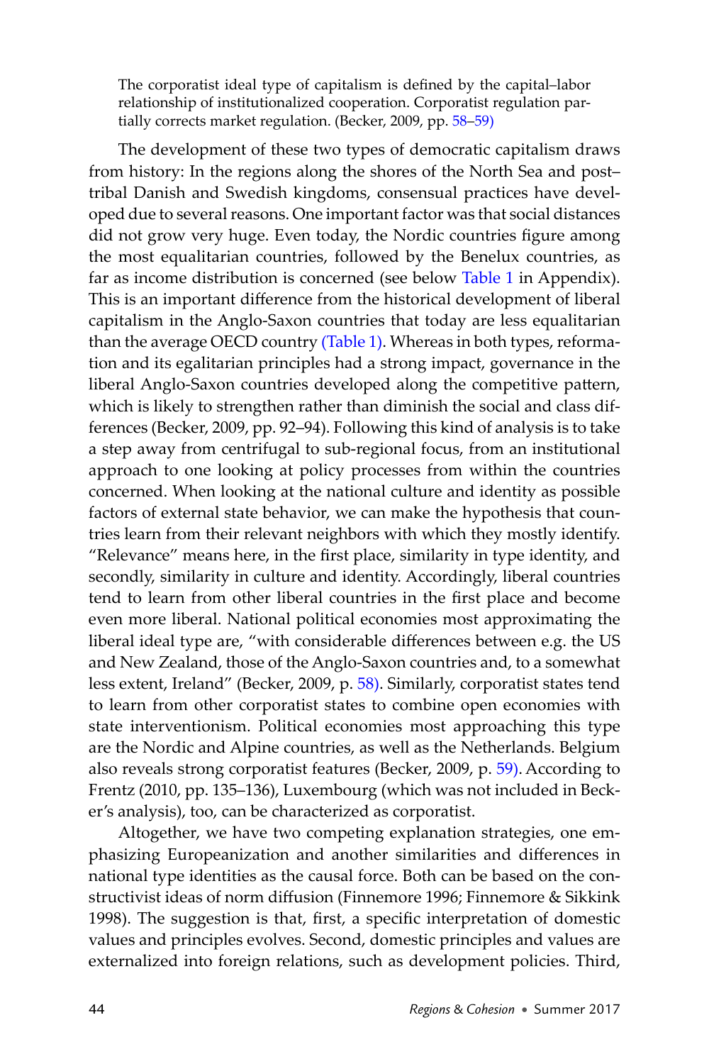> The corporatist ideal type of capitalism is defined by the capital–labor relationship of institutionalized cooperation. Corporatist regulation partially corrects market regulation. (Becker, 2009, pp. 58–59)

The development of these two types of democratic capitalism draws from history: In the regions along the shores of the North Sea and post–tribal Danish and Swedish kingdoms, consensual practices have developed due to several reasons. One important factor was that social distances did not grow very huge. Even today, the Nordic countries figure among the most equalitarian countries, followed by the Benelux countries, as far as income distribution is concerned (see below Table 1 in Appendix). This is an important difference from the historical development of liberal capitalism in the Anglo-Saxon countries that today are less equalitarian than the average OECD country (Table 1). Whereas in both types, reformation and its egalitarian principles had a strong impact, governance in the liberal Anglo-Saxon countries developed along the competitive pattern, which is likely to strengthen rather than diminish the social and class differences (Becker, 2009, pp. 92–94). Following this kind of analysis is to take a step away from centrifugal to sub-regional focus, from an institutional approach to one looking at policy processes from within the countries concerned. When looking at the national culture and identity as possible factors of external state behavior, we can make the hypothesis that countries learn from their relevant neighbors with which they mostly identify. "Relevance" means here, in the first place, similarity in type identity, and secondly, similarity in culture and identity. Accordingly, liberal countries tend to learn from other liberal countries in the first place and become even more liberal. National political economies most approximating the liberal ideal type are, "with considerable differences between e.g. the US and New Zealand, those of the Anglo-Saxon countries and, to a somewhat less extent, Ireland" (Becker, 2009, p. 58). Similarly, corporatist states tend to learn from other corporatist states to combine open economies with state interventionism. Political economies most approaching this type are the Nordic and Alpine countries, as well as the Netherlands. Belgium also reveals strong corporatist features (Becker, 2009, p. 59). According to Frentz (2010, pp. 135–136), Luxembourg (which was not included in Becker's analysis), too, can be characterized as corporatist.

Altogether, we have two competing explanation strategies, one emphasizing Europeanization and another similarities and differences in national type identities as the causal force. Both can be based on the constructivist ideas of norm diffusion (Finnemore 1996; Finnemore & Sikkink 1998). The suggestion is that, first, a specific interpretation of domestic values and principles evolves. Second, domestic principles and values are externalized into foreign relations, such as development policies. Third,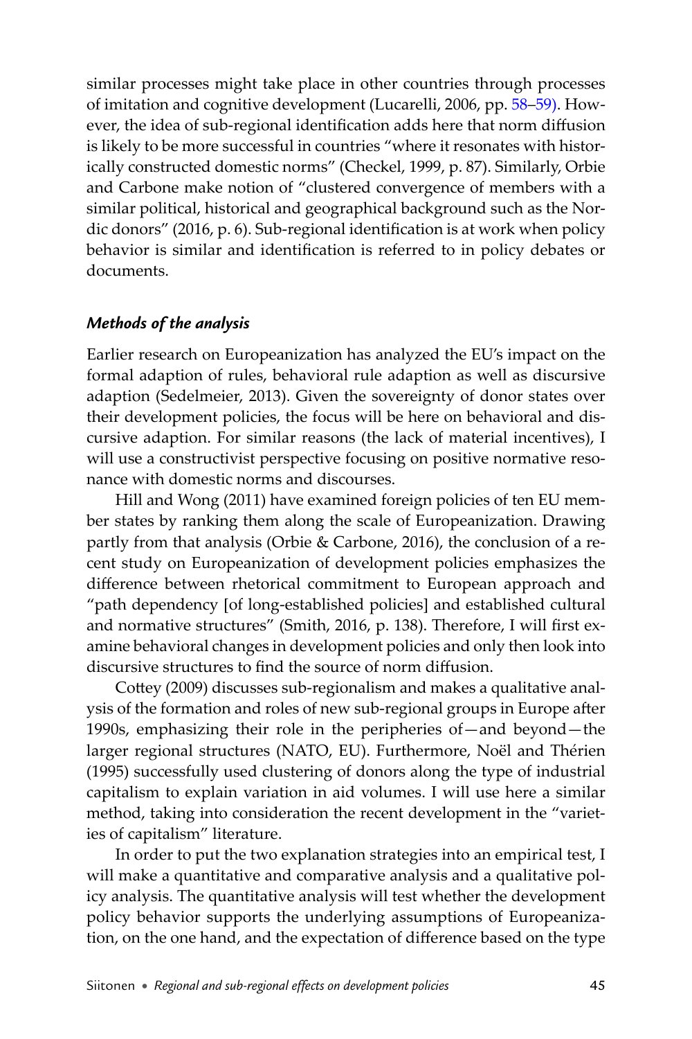similar processes might take place in other countries through processes of imitation and cognitive development (Lucarelli, 2006, pp. 58–59). However, the idea of sub-regional identification adds here that norm diffusion is likely to be more successful in countries "where it resonates with historically constructed domestic norms" (Checkel, 1999, p. 87). Similarly, Orbie and Carbone make notion of "clustered convergence of members with a similar political, historical and geographical background such as the Nordic donors" (2016, p. 6). Sub-regional identification is at work when policy behavior is similar and identification is referred to in policy debates or documents.

### *Methods of the analysis*

Earlier research on Europeanization has analyzed the EU's impact on the formal adaption of rules, behavioral rule adaption as well as discursive adaption (Sedelmeier, 2013). Given the sovereignty of donor states over their development policies, the focus will be here on behavioral and discursive adaption. For similar reasons (the lack of material incentives), I will use a constructivist perspective focusing on positive normative resonance with domestic norms and discourses.

Hill and Wong (2011) have examined foreign policies of ten EU member states by ranking them along the scale of Europeanization. Drawing partly from that analysis (Orbie & Carbone, 2016), the conclusion of a recent study on Europeanization of development policies emphasizes the difference between rhetorical commitment to European approach and "path dependency [of long-established policies] and established cultural and normative structures" (Smith, 2016, p. 138). Therefore, I will first examine behavioral changes in development policies and only then look into discursive structures to find the source of norm diffusion.

Cottey (2009) discusses sub-regionalism and makes a qualitative analysis of the formation and roles of new sub-regional groups in Europe after 1990s, emphasizing their role in the peripheries of—and beyond—the larger regional structures (NATO, EU). Furthermore, Noël and Thérien (1995) successfully used clustering of donors along the type of industrial capitalism to explain variation in aid volumes. I will use here a similar method, taking into consideration the recent development in the "varieties of capitalism" literature.

In order to put the two explanation strategies into an empirical test, I will make a quantitative and comparative analysis and a qualitative policy analysis. The quantitative analysis will test whether the development policy behavior supports the underlying assumptions of Europeanization, on the one hand, and the expectation of difference based on the type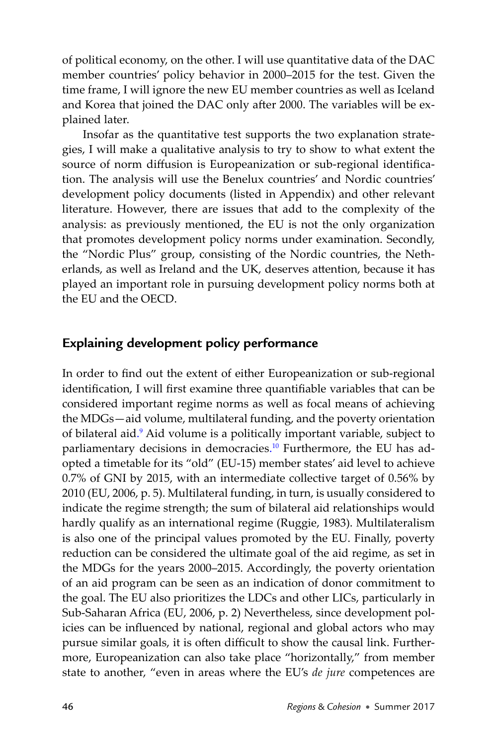of political economy, on the other. I will use quantitative data of the DAC member countries' policy behavior in 2000–2015 for the test. Given the time frame, I will ignore the new EU member countries as well as Iceland and Korea that joined the DAC only after 2000. The variables will be explained later.

Insofar as the quantitative test supports the two explanation strategies, I will make a qualitative analysis to try to show to what extent the source of norm diffusion is Europeanization or sub-regional identification. The analysis will use the Benelux countries' and Nordic countries' development policy documents (listed in Appendix) and other relevant literature. However, there are issues that add to the complexity of the analysis: as previously mentioned, the EU is not the only organization that promotes development policy norms under examination. Secondly, the "Nordic Plus" group, consisting of the Nordic countries, the Netherlands, as well as Ireland and the UK, deserves attention, because it has played an important role in pursuing development policy norms both at the EU and the OECD.

## Explaining development policy performance

In order to find out the extent of either Europeanization or sub-regional identification, I will first examine three quantifiable variables that can be considered important regime norms as well as focal means of achieving the MDGs—aid volume, multilateral funding, and the poverty orientation of bilateral aid.[9] Aid volume is a politically important variable, subject to parliamentary decisions in democracies.[10] Furthermore, the EU has adopted a timetable for its "old" (EU-15) member states' aid level to achieve 0.7% of GNI by 2015, with an intermediate collective target of 0.56% by 2010 (EU, 2006, p. 5). Multilateral funding, in turn, is usually considered to indicate the regime strength; the sum of bilateral aid relationships would hardly qualify as an international regime (Ruggie, 1983). Multilateralism is also one of the principal values promoted by the EU. Finally, poverty reduction can be considered the ultimate goal of the aid regime, as set in the MDGs for the years 2000–2015. Accordingly, the poverty orientation of an aid program can be seen as an indication of donor commitment to the goal. The EU also prioritizes the LDCs and other LICs, particularly in Sub-Saharan Africa (EU, 2006, p. 2) Nevertheless, since development policies can be influenced by national, regional and global actors who may pursue similar goals, it is often difficult to show the causal link. Furthermore, Europeanization can also take place "horizontally," from member state to another, "even in areas where the EU's *de jure* competences are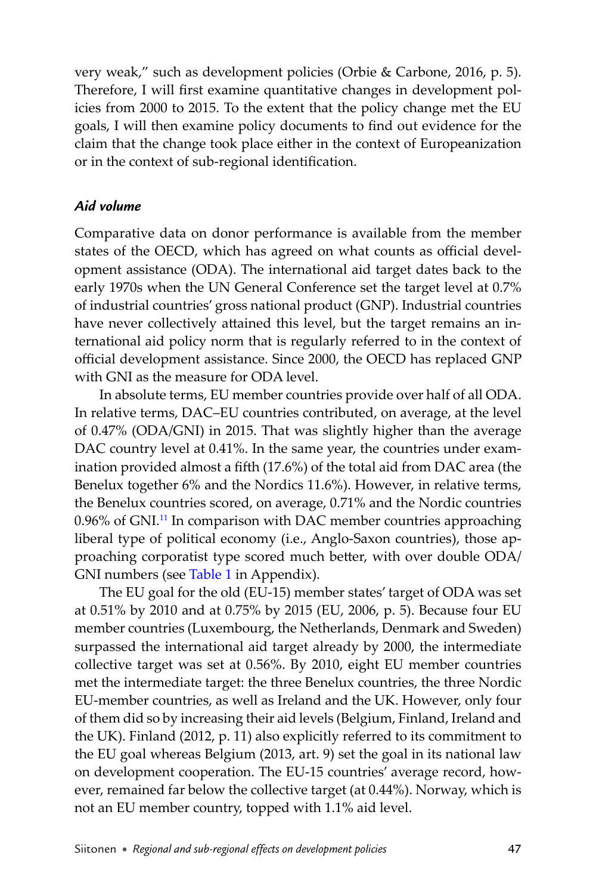very weak," such as development policies (Orbie & Carbone, 2016, p. 5). Therefore, I will first examine quantitative changes in development policies from 2000 to 2015. To the extent that the policy change met the EU goals, I will then examine policy documents to find out evidence for the claim that the change took place either in the context of Europeanization or in the context of sub-regional identification.

### *Aid volume*

Comparative data on donor performance is available from the member states of the OECD, which has agreed on what counts as official development assistance (ODA). The international aid target dates back to the early 1970s when the UN General Conference set the target level at 0.7% of industrial countries' gross national product (GNP). Industrial countries have never collectively attained this level, but the target remains an international aid policy norm that is regularly referred to in the context of official development assistance. Since 2000, the OECD has replaced GNP with GNI as the measure for ODA level.

In absolute terms, EU member countries provide over half of all ODA. In relative terms, DAC–EU countries contributed, on average, at the level of 0.47% (ODA/GNI) in 2015. That was slightly higher than the average DAC country level at 0.41%. In the same year, the countries under examination provided almost a fifth (17.6%) of the total aid from DAC area (the Benelux together 6% and the Nordics 11.6%). However, in relative terms, the Benelux countries scored, on average, 0.71% and the Nordic countries 0.96% of GNI.[11] In comparison with DAC member countries approaching liberal type of political economy (i.e., Anglo-Saxon countries), those approaching corporatist type scored much better, with over double ODA/GNI numbers (see Table 1 in Appendix).

The EU goal for the old (EU-15) member states' target of ODA was set at 0.51% by 2010 and at 0.75% by 2015 (EU, 2006, p. 5). Because four EU member countries (Luxembourg, the Netherlands, Denmark and Sweden) surpassed the international aid target already by 2000, the intermediate collective target was set at 0.56%. By 2010, eight EU member countries met the intermediate target: the three Benelux countries, the three Nordic EU-member countries, as well as Ireland and the UK. However, only four of them did so by increasing their aid levels (Belgium, Finland, Ireland and the UK). Finland (2012, p. 11) also explicitly referred to its commitment to the EU goal whereas Belgium (2013, art. 9) set the goal in its national law on development cooperation. The EU-15 countries' average record, however, remained far below the collective target (at 0.44%). Norway, which is not an EU member country, topped with 1.1% aid level.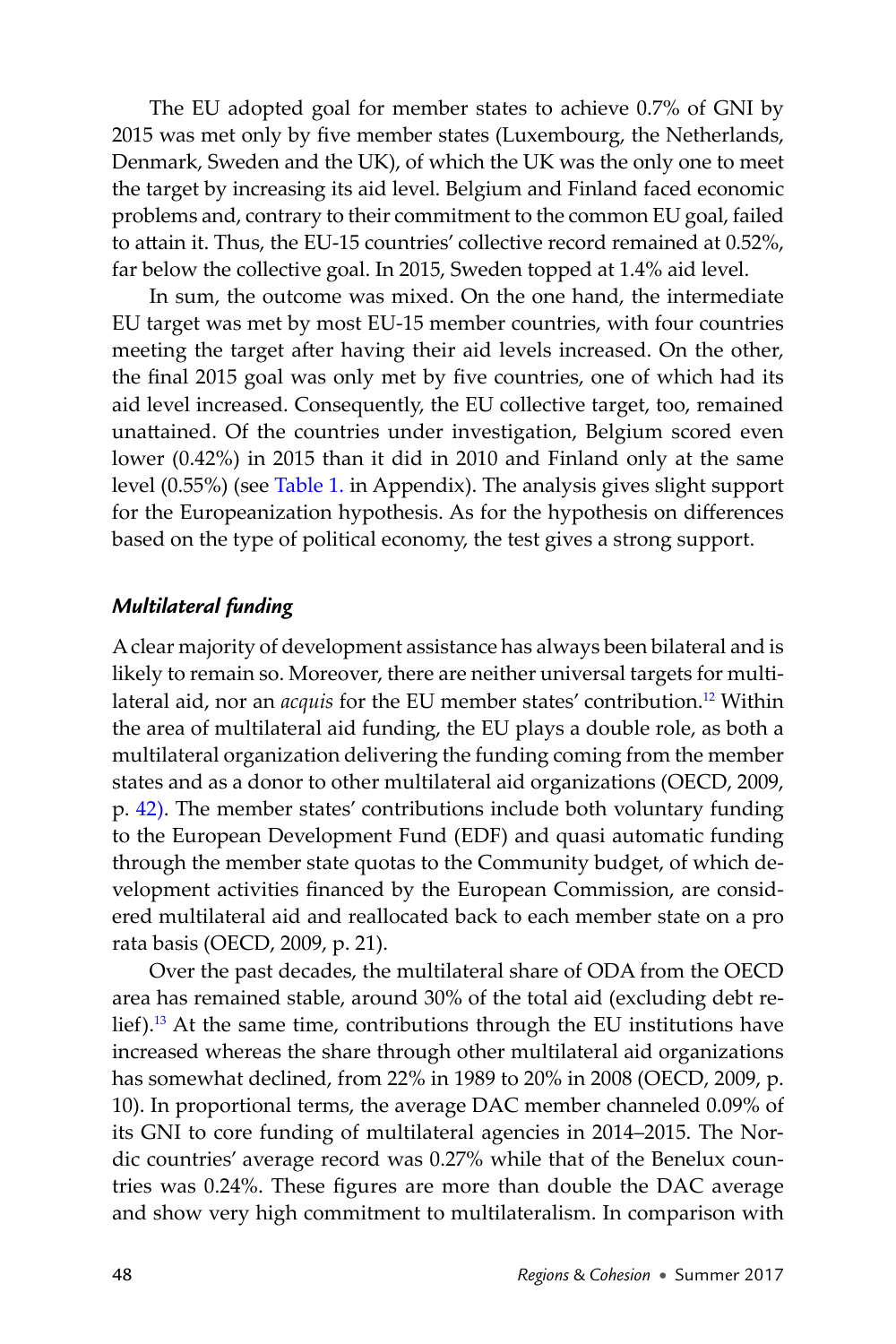The EU adopted goal for member states to achieve 0.7% of GNI by 2015 was met only by five member states (Luxembourg, the Netherlands, Denmark, Sweden and the UK), of which the UK was the only one to meet the target by increasing its aid level. Belgium and Finland faced economic problems and, contrary to their commitment to the common EU goal, failed to attain it. Thus, the EU-15 countries' collective record remained at 0.52%, far below the collective goal. In 2015, Sweden topped at 1.4% aid level.

In sum, the outcome was mixed. On the one hand, the intermediate EU target was met by most EU-15 member countries, with four countries meeting the target after having their aid levels increased. On the other, the final 2015 goal was only met by five countries, one of which had its aid level increased. Consequently, the EU collective target, too, remained unattained. Of the countries under investigation, Belgium scored even lower (0.42%) in 2015 than it did in 2010 and Finland only at the same level (0.55%) (see Table 1. in Appendix). The analysis gives slight support for the Europeanization hypothesis. As for the hypothesis on differences based on the type of political economy, the test gives a strong support.

### *Multilateral funding*

A clear majority of development assistance has always been bilateral and is likely to remain so. Moreover, there are neither universal targets for multilateral aid, nor an *acquis* for the EU member states' contribution.[12] Within the area of multilateral aid funding, the EU plays a double role, as both a multilateral organization delivering the funding coming from the member states and as a donor to other multilateral aid organizations (OECD, 2009, p. 42). The member states' contributions include both voluntary funding to the European Development Fund (EDF) and quasi automatic funding through the member state quotas to the Community budget, of which development activities financed by the European Commission, are considered multilateral aid and reallocated back to each member state on a pro rata basis (OECD, 2009, p. 21).

Over the past decades, the multilateral share of ODA from the OECD area has remained stable, around 30% of the total aid (excluding debt relief).[13] At the same time, contributions through the EU institutions have increased whereas the share through other multilateral aid organizations has somewhat declined, from 22% in 1989 to 20% in 2008 (OECD, 2009, p. 10). In proportional terms, the average DAC member channeled 0.09% of its GNI to core funding of multilateral agencies in 2014–2015. The Nordic countries' average record was 0.27% while that of the Benelux countries was 0.24%. These figures are more than double the DAC average and show very high commitment to multilateralism. In comparison with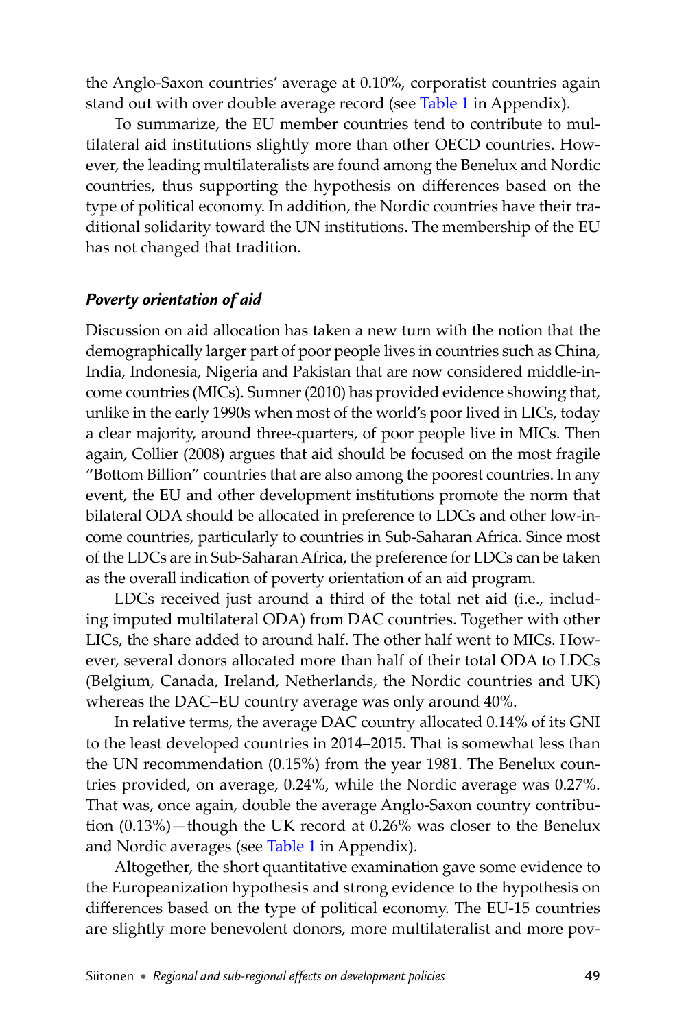the Anglo-Saxon countries' average at 0.10%, corporatist countries again stand out with over double average record (see Table 1 in Appendix).

To summarize, the EU member countries tend to contribute to multilateral aid institutions slightly more than other OECD countries. However, the leading multilateralists are found among the Benelux and Nordic countries, thus supporting the hypothesis on differences based on the type of political economy. In addition, the Nordic countries have their traditional solidarity toward the UN institutions. The membership of the EU has not changed that tradition.

### *Poverty orientation of aid*

Discussion on aid allocation has taken a new turn with the notion that the demographically larger part of poor people lives in countries such as China, India, Indonesia, Nigeria and Pakistan that are now considered middle-income countries (MICs). Sumner (2010) has provided evidence showing that, unlike in the early 1990s when most of the world's poor lived in LICs, today a clear majority, around three-quarters, of poor people live in MICs. Then again, Collier (2008) argues that aid should be focused on the most fragile "Bottom Billion" countries that are also among the poorest countries. In any event, the EU and other development institutions promote the norm that bilateral ODA should be allocated in preference to LDCs and other low-income countries, particularly to countries in Sub-Saharan Africa. Since most of the LDCs are in Sub-Saharan Africa, the preference for LDCs can be taken as the overall indication of poverty orientation of an aid program.

LDCs received just around a third of the total net aid (i.e., including imputed multilateral ODA) from DAC countries. Together with other LICs, the share added to around half. The other half went to MICs. However, several donors allocated more than half of their total ODA to LDCs (Belgium, Canada, Ireland, Netherlands, the Nordic countries and UK) whereas the DAC–EU country average was only around 40%.

In relative terms, the average DAC country allocated 0.14% of its GNI to the least developed countries in 2014–2015. That is somewhat less than the UN recommendation (0.15%) from the year 1981. The Benelux countries provided, on average, 0.24%, while the Nordic average was 0.27%. That was, once again, double the average Anglo-Saxon country contribution (0.13%)—though the UK record at 0.26% was closer to the Benelux and Nordic averages (see Table 1 in Appendix).

Altogether, the short quantitative examination gave some evidence to the Europeanization hypothesis and strong evidence to the hypothesis on differences based on the type of political economy. The EU-15 countries are slightly more benevolent donors, more multilateralist and more pov-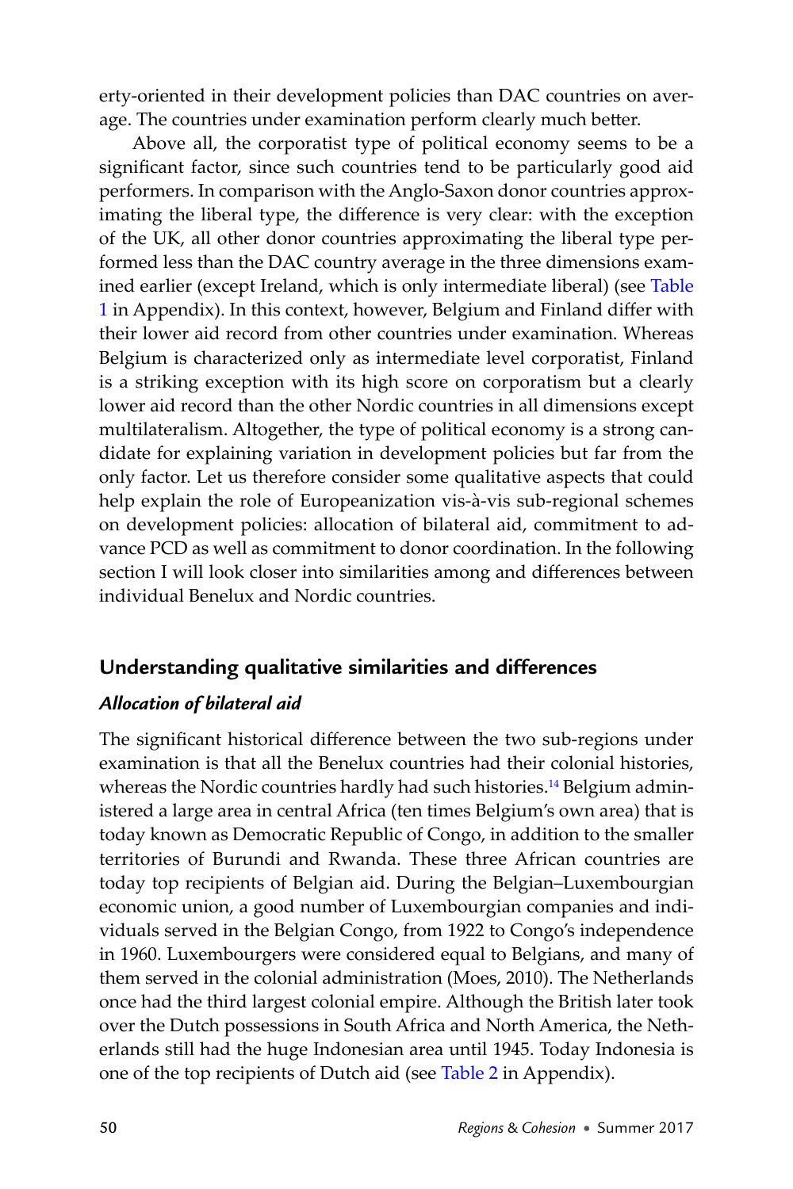erty-oriented in their development policies than DAC countries on average. The countries under examination perform clearly much better.

Above all, the corporatist type of political economy seems to be a significant factor, since such countries tend to be particularly good aid performers. In comparison with the Anglo-Saxon donor countries approximating the liberal type, the difference is very clear: with the exception of the UK, all other donor countries approximating the liberal type performed less than the DAC country average in the three dimensions examined earlier (except Ireland, which is only intermediate liberal) (see Table 1 in Appendix). In this context, however, Belgium and Finland differ with their lower aid record from other countries under examination. Whereas Belgium is characterized only as intermediate level corporatist, Finland is a striking exception with its high score on corporatism but a clearly lower aid record than the other Nordic countries in all dimensions except multilateralism. Altogether, the type of political economy is a strong candidate for explaining variation in development policies but far from the only factor. Let us therefore consider some qualitative aspects that could help explain the role of Europeanization vis-à-vis sub-regional schemes on development policies: allocation of bilateral aid, commitment to advance PCD as well as commitment to donor coordination. In the following section I will look closer into similarities among and differences between individual Benelux and Nordic countries.

## Understanding qualitative similarities and differences

### *Allocation of bilateral aid*

The significant historical difference between the two sub-regions under examination is that all the Benelux countries had their colonial histories, whereas the Nordic countries hardly had such histories.[14] Belgium administered a large area in central Africa (ten times Belgium's own area) that is today known as Democratic Republic of Congo, in addition to the smaller territories of Burundi and Rwanda. These three African countries are today top recipients of Belgian aid. During the Belgian–Luxembourgian economic union, a good number of Luxembourgian companies and individuals served in the Belgian Congo, from 1922 to Congo's independence in 1960. Luxembourgers were considered equal to Belgians, and many of them served in the colonial administration (Moes, 2010). The Netherlands once had the third largest colonial empire. Although the British later took over the Dutch possessions in South Africa and North America, the Netherlands still had the huge Indonesian area until 1945. Today Indonesia is one of the top recipients of Dutch aid (see Table 2 in Appendix).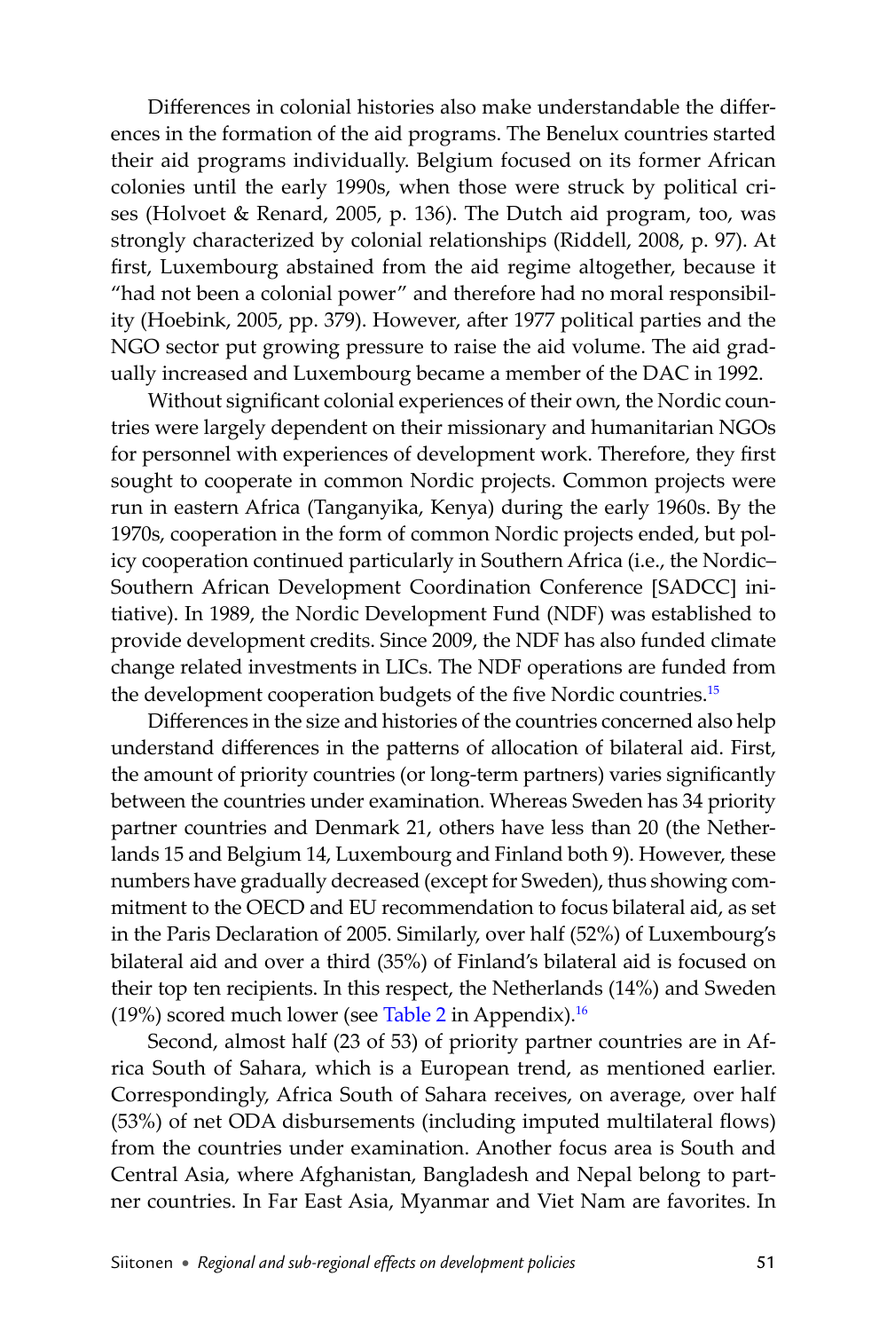Differences in colonial histories also make understandable the differences in the formation of the aid programs. The Benelux countries started their aid programs individually. Belgium focused on its former African colonies until the early 1990s, when those were struck by political crises (Holvoet & Renard, 2005, p. 136). The Dutch aid program, too, was strongly characterized by colonial relationships (Riddell, 2008, p. 97). At first, Luxembourg abstained from the aid regime altogether, because it "had not been a colonial power" and therefore had no moral responsibility (Hoebink, 2005, pp. 379). However, after 1977 political parties and the NGO sector put growing pressure to raise the aid volume. The aid gradually increased and Luxembourg became a member of the DAC in 1992.

Without significant colonial experiences of their own, the Nordic countries were largely dependent on their missionary and humanitarian NGOs for personnel with experiences of development work. Therefore, they first sought to cooperate in common Nordic projects. Common projects were run in eastern Africa (Tanganyika, Kenya) during the early 1960s. By the 1970s, cooperation in the form of common Nordic projects ended, but policy cooperation continued particularly in Southern Africa (i.e., the Nordic–Southern African Development Coordination Conference [SADCC] initiative). In 1989, the Nordic Development Fund (NDF) was established to provide development credits. Since 2009, the NDF has also funded climate change related investments in LICs. The NDF operations are funded from the development cooperation budgets of the five Nordic countries.[15]

Differences in the size and histories of the countries concerned also help understand differences in the patterns of allocation of bilateral aid. First, the amount of priority countries (or long-term partners) varies significantly between the countries under examination. Whereas Sweden has 34 priority partner countries and Denmark 21, others have less than 20 (the Netherlands 15 and Belgium 14, Luxembourg and Finland both 9). However, these numbers have gradually decreased (except for Sweden), thus showing commitment to the OECD and EU recommendation to focus bilateral aid, as set in the Paris Declaration of 2005. Similarly, over half (52%) of Luxembourg's bilateral aid and over a third (35%) of Finland's bilateral aid is focused on their top ten recipients. In this respect, the Netherlands (14%) and Sweden (19%) scored much lower (see Table 2 in Appendix).[16]

Second, almost half (23 of 53) of priority partner countries are in Africa South of Sahara, which is a European trend, as mentioned earlier. Correspondingly, Africa South of Sahara receives, on average, over half (53%) of net ODA disbursements (including imputed multilateral flows) from the countries under examination. Another focus area is South and Central Asia, where Afghanistan, Bangladesh and Nepal belong to partner countries. In Far East Asia, Myanmar and Viet Nam are favorites. In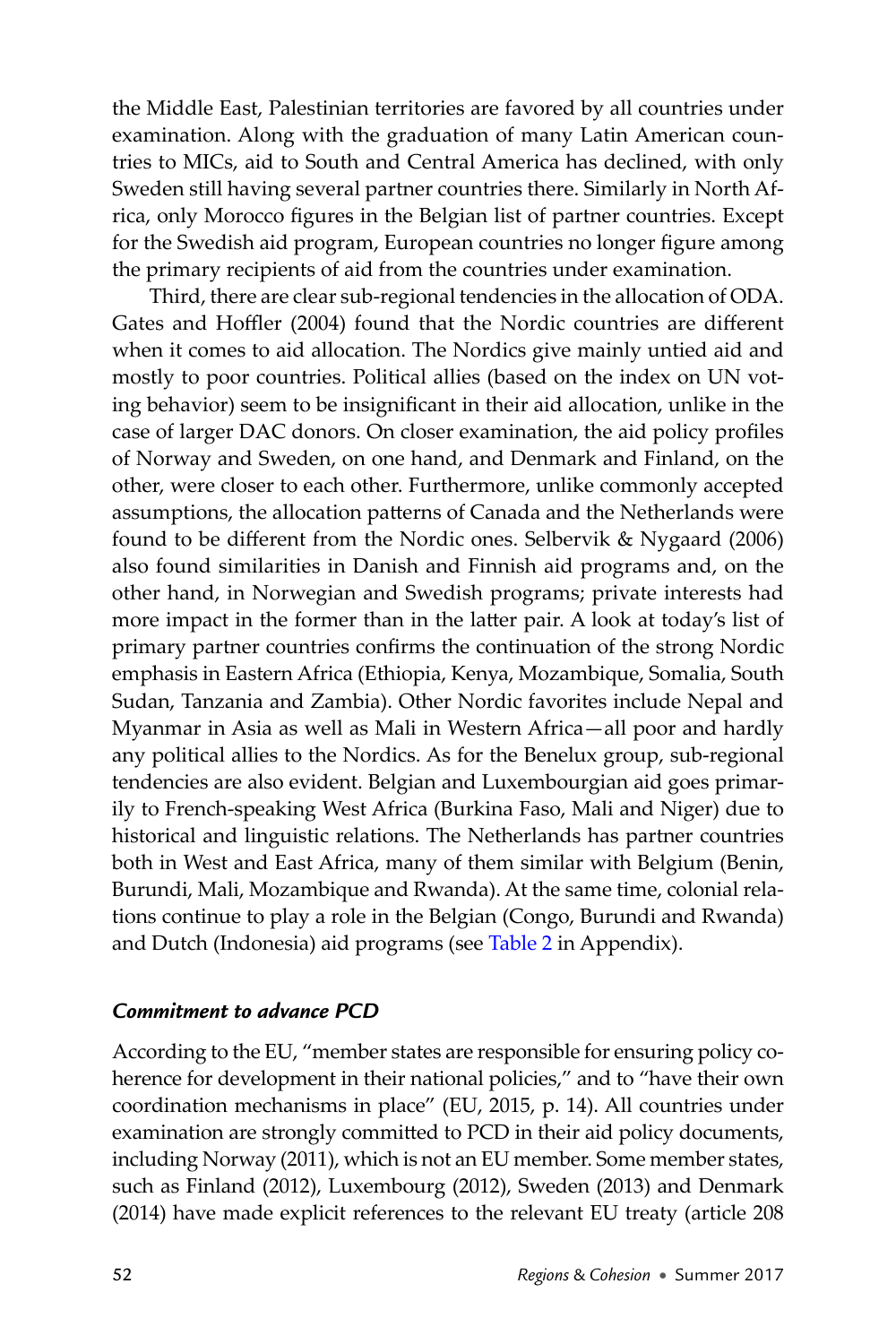the Middle East, Palestinian territories are favored by all countries under examination. Along with the graduation of many Latin American countries to MICs, aid to South and Central America has declined, with only Sweden still having several partner countries there. Similarly in North Africa, only Morocco figures in the Belgian list of partner countries. Except for the Swedish aid program, European countries no longer figure among the primary recipients of aid from the countries under examination.

Third, there are clear sub-regional tendencies in the allocation of ODA. Gates and Hoffler (2004) found that the Nordic countries are different when it comes to aid allocation. The Nordics give mainly untied aid and mostly to poor countries. Political allies (based on the index on UN voting behavior) seem to be insignificant in their aid allocation, unlike in the case of larger DAC donors. On closer examination, the aid policy profiles of Norway and Sweden, on one hand, and Denmark and Finland, on the other, were closer to each other. Furthermore, unlike commonly accepted assumptions, the allocation patterns of Canada and the Netherlands were found to be different from the Nordic ones. Selbervik & Nygaard (2006) also found similarities in Danish and Finnish aid programs and, on the other hand, in Norwegian and Swedish programs; private interests had more impact in the former than in the latter pair. A look at today's list of primary partner countries confirms the continuation of the strong Nordic emphasis in Eastern Africa (Ethiopia, Kenya, Mozambique, Somalia, South Sudan, Tanzania and Zambia). Other Nordic favorites include Nepal and Myanmar in Asia as well as Mali in Western Africa—all poor and hardly any political allies to the Nordics. As for the Benelux group, sub-regional tendencies are also evident. Belgian and Luxembourgian aid goes primarily to French-speaking West Africa (Burkina Faso, Mali and Niger) due to historical and linguistic relations. The Netherlands has partner countries both in West and East Africa, many of them similar with Belgium (Benin, Burundi, Mali, Mozambique and Rwanda). At the same time, colonial relations continue to play a role in the Belgian (Congo, Burundi and Rwanda) and Dutch (Indonesia) aid programs (see Table 2 in Appendix).

### *Commitment to advance PCD*

According to the EU, "member states are responsible for ensuring policy coherence for development in their national policies," and to "have their own coordination mechanisms in place" (EU, 2015, p. 14). All countries under examination are strongly committed to PCD in their aid policy documents, including Norway (2011), which is not an EU member. Some member states, such as Finland (2012), Luxembourg (2012), Sweden (2013) and Denmark (2014) have made explicit references to the relevant EU treaty (article 208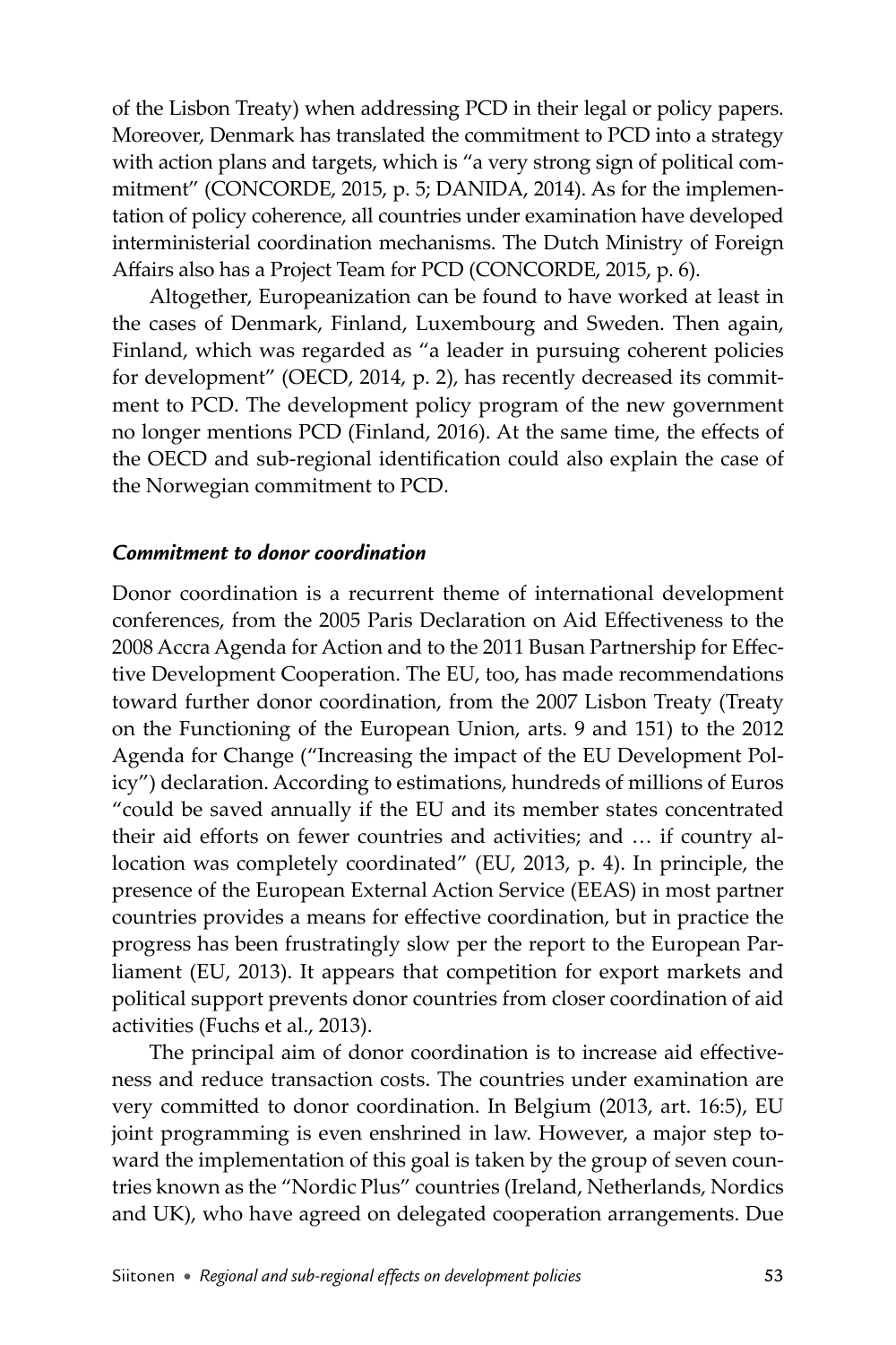of the Lisbon Treaty) when addressing PCD in their legal or policy papers. Moreover, Denmark has translated the commitment to PCD into a strategy with action plans and targets, which is "a very strong sign of political commitment" (CONCORDE, 2015, p. 5; DANIDA, 2014). As for the implementation of policy coherence, all countries under examination have developed interministerial coordination mechanisms. The Dutch Ministry of Foreign Affairs also has a Project Team for PCD (CONCORDE, 2015, p. 6).

Altogether, Europeanization can be found to have worked at least in the cases of Denmark, Finland, Luxembourg and Sweden. Then again, Finland, which was regarded as "a leader in pursuing coherent policies for development" (OECD, 2014, p. 2), has recently decreased its commitment to PCD. The development policy program of the new government no longer mentions PCD (Finland, 2016). At the same time, the effects of the OECD and sub-regional identification could also explain the case of the Norwegian commitment to PCD.

### *Commitment to donor coordination*

Donor coordination is a recurrent theme of international development conferences, from the 2005 Paris Declaration on Aid Effectiveness to the 2008 Accra Agenda for Action and to the 2011 Busan Partnership for Effective Development Cooperation. The EU, too, has made recommendations toward further donor coordination, from the 2007 Lisbon Treaty (Treaty on the Functioning of the European Union, arts. 9 and 151) to the 2012 Agenda for Change ("Increasing the impact of the EU Development Policy") declaration. According to estimations, hundreds of millions of Euros "could be saved annually if the EU and its member states concentrated their aid efforts on fewer countries and activities; and … if country allocation was completely coordinated" (EU, 2013, p. 4). In principle, the presence of the European External Action Service (EEAS) in most partner countries provides a means for effective coordination, but in practice the progress has been frustratingly slow per the report to the European Parliament (EU, 2013). It appears that competition for export markets and political support prevents donor countries from closer coordination of aid activities (Fuchs et al., 2013).

The principal aim of donor coordination is to increase aid effectiveness and reduce transaction costs. The countries under examination are very committed to donor coordination. In Belgium (2013, art. 16:5), EU joint programming is even enshrined in law. However, a major step toward the implementation of this goal is taken by the group of seven countries known as the "Nordic Plus" countries (Ireland, Netherlands, Nordics and UK), who have agreed on delegated cooperation arrangements. Due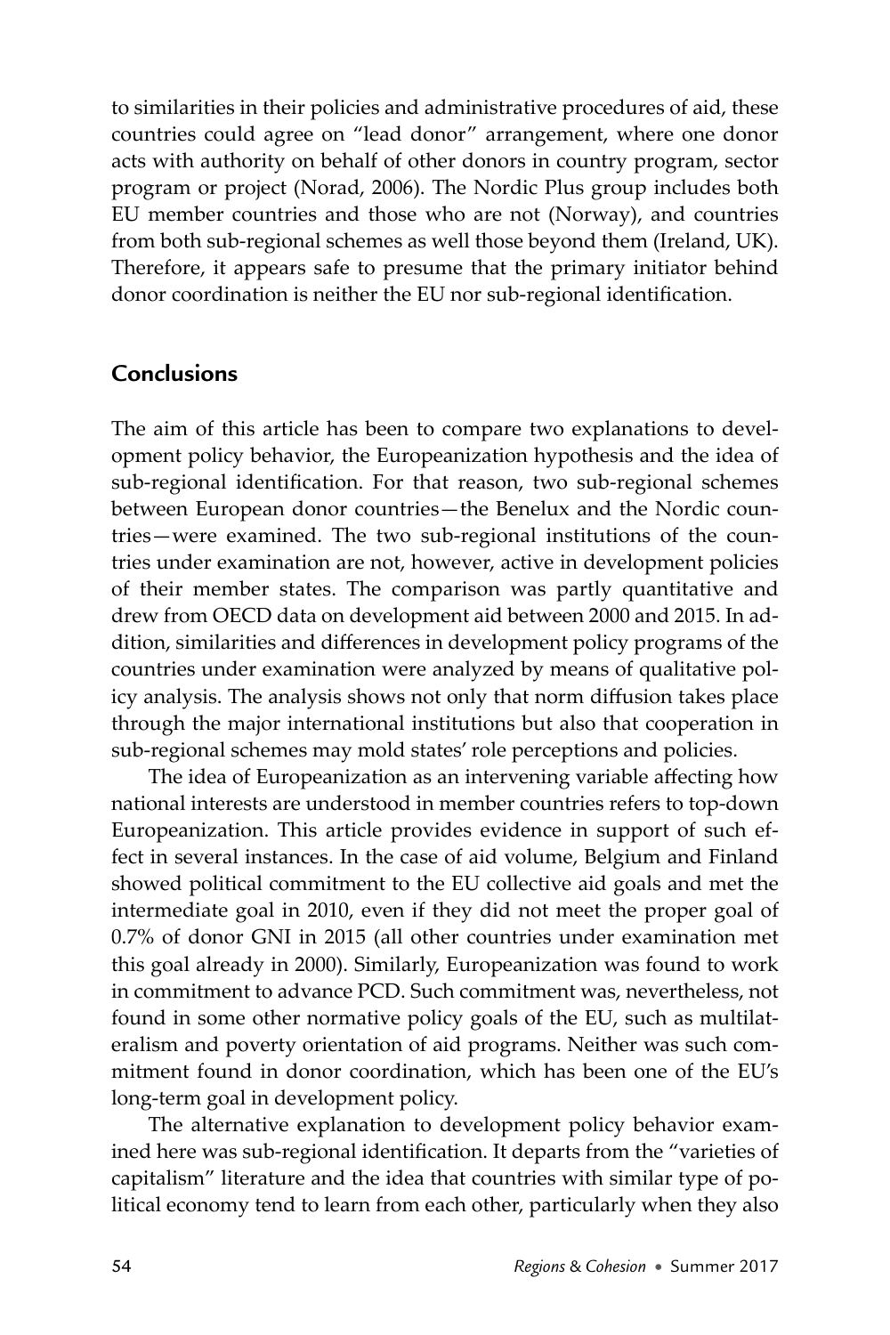to similarities in their policies and administrative procedures of aid, these countries could agree on "lead donor" arrangement, where one donor acts with authority on behalf of other donors in country program, sector program or project (Norad, 2006). The Nordic Plus group includes both EU member countries and those who are not (Norway), and countries from both sub-regional schemes as well those beyond them (Ireland, UK). Therefore, it appears safe to presume that the primary initiator behind donor coordination is neither the EU nor sub-regional identification.

## Conclusions

The aim of this article has been to compare two explanations to development policy behavior, the Europeanization hypothesis and the idea of sub-regional identification. For that reason, two sub-regional schemes between European donor countries—the Benelux and the Nordic countries—were examined. The two sub-regional institutions of the countries under examination are not, however, active in development policies of their member states. The comparison was partly quantitative and drew from OECD data on development aid between 2000 and 2015. In addition, similarities and differences in development policy programs of the countries under examination were analyzed by means of qualitative policy analysis. The analysis shows not only that norm diffusion takes place through the major international institutions but also that cooperation in sub-regional schemes may mold states' role perceptions and policies.

The idea of Europeanization as an intervening variable affecting how national interests are understood in member countries refers to top-down Europeanization. This article provides evidence in support of such effect in several instances. In the case of aid volume, Belgium and Finland showed political commitment to the EU collective aid goals and met the intermediate goal in 2010, even if they did not meet the proper goal of 0.7% of donor GNI in 2015 (all other countries under examination met this goal already in 2000). Similarly, Europeanization was found to work in commitment to advance PCD. Such commitment was, nevertheless, not found in some other normative policy goals of the EU, such as multilateralism and poverty orientation of aid programs. Neither was such commitment found in donor coordination, which has been one of the EU's long-term goal in development policy.

The alternative explanation to development policy behavior examined here was sub-regional identification. It departs from the "varieties of capitalism" literature and the idea that countries with similar type of political economy tend to learn from each other, particularly when they also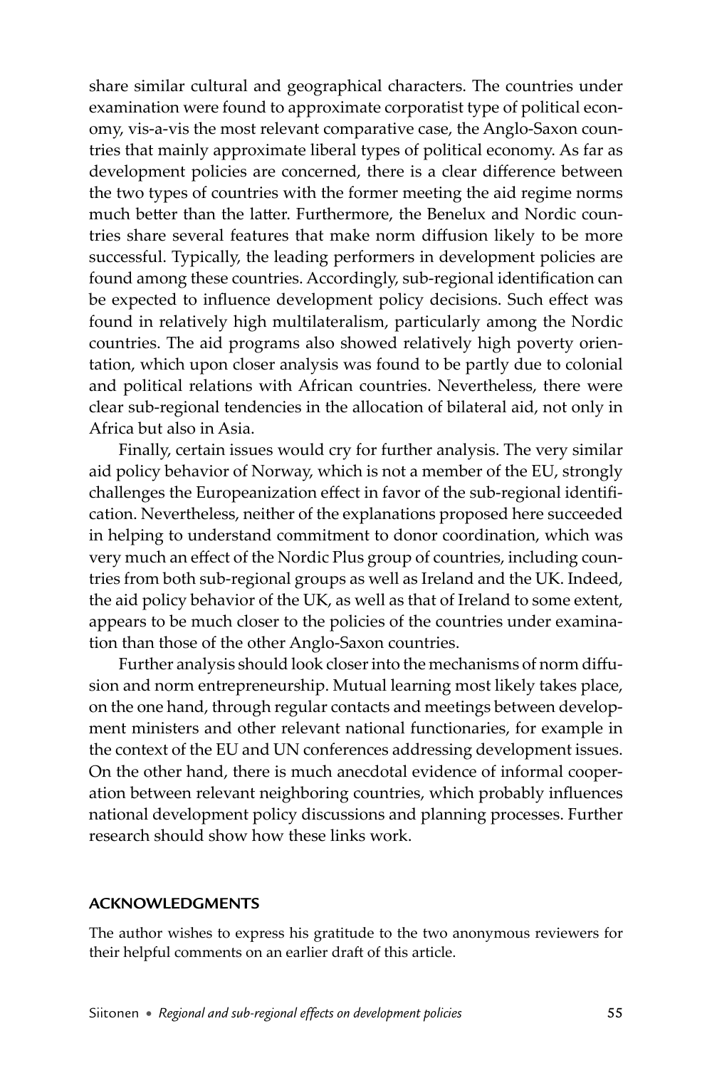share similar cultural and geographical characters. The countries under examination were found to approximate corporatist type of political economy, vis-a-vis the most relevant comparative case, the Anglo-Saxon countries that mainly approximate liberal types of political economy. As far as development policies are concerned, there is a clear difference between the two types of countries with the former meeting the aid regime norms much better than the latter. Furthermore, the Benelux and Nordic countries share several features that make norm diffusion likely to be more successful. Typically, the leading performers in development policies are found among these countries. Accordingly, sub-regional identification can be expected to influence development policy decisions. Such effect was found in relatively high multilateralism, particularly among the Nordic countries. The aid programs also showed relatively high poverty orientation, which upon closer analysis was found to be partly due to colonial and political relations with African countries. Nevertheless, there were clear sub-regional tendencies in the allocation of bilateral aid, not only in Africa but also in Asia.

Finally, certain issues would cry for further analysis. The very similar aid policy behavior of Norway, which is not a member of the EU, strongly challenges the Europeanization effect in favor of the sub-regional identification. Nevertheless, neither of the explanations proposed here succeeded in helping to understand commitment to donor coordination, which was very much an effect of the Nordic Plus group of countries, including countries from both sub-regional groups as well as Ireland and the UK. Indeed, the aid policy behavior of the UK, as well as that of Ireland to some extent, appears to be much closer to the policies of the countries under examination than those of the other Anglo-Saxon countries.

Further analysis should look closer into the mechanisms of norm diffusion and norm entrepreneurship. Mutual learning most likely takes place, on the one hand, through regular contacts and meetings between development ministers and other relevant national functionaries, for example in the context of the EU and UN conferences addressing development issues. On the other hand, there is much anecdotal evidence of informal cooperation between relevant neighboring countries, which probably influences national development policy discussions and planning processes. Further research should show how these links work.

## ACKNOWLEDGMENTS

The author wishes to express his gratitude to the two anonymous reviewers for their helpful comments on an earlier draft of this article.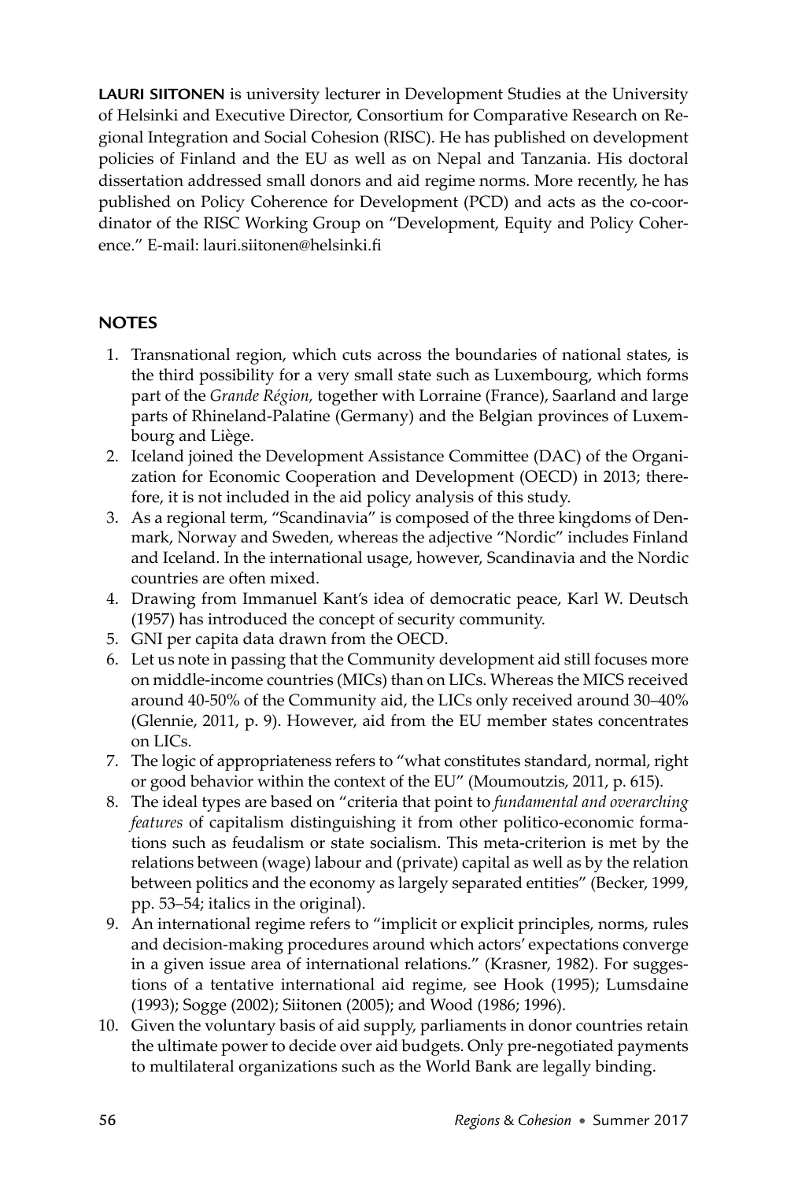**LAURI SIITONEN** is university lecturer in Development Studies at the University of Helsinki and Executive Director, Consortium for Comparative Research on Regional Integration and Social Cohesion (RISC). He has published on development policies of Finland and the EU as well as on Nepal and Tanzania. His doctoral dissertation addressed small donors and aid regime norms. More recently, he has published on Policy Coherence for Development (PCD) and acts as the co-coordinator of the RISC Working Group on "Development, Equity and Policy Coherence." E-mail: lauri.siitonen@helsinki.fi

## NOTES

1. Transnational region, which cuts across the boundaries of national states, is the third possibility for a very small state such as Luxembourg, which forms part of the *Grande Région,* together with Lorraine (France), Saarland and large parts of Rhineland-Palatine (Germany) and the Belgian provinces of Luxembourg and Liège.
2. Iceland joined the Development Assistance Committee (DAC) of the Organization for Economic Cooperation and Development (OECD) in 2013; therefore, it is not included in the aid policy analysis of this study.
3. As a regional term, "Scandinavia" is composed of the three kingdoms of Denmark, Norway and Sweden, whereas the adjective "Nordic" includes Finland and Iceland. In the international usage, however, Scandinavia and the Nordic countries are often mixed.
4. Drawing from Immanuel Kant's idea of democratic peace, Karl W. Deutsch (1957) has introduced the concept of security community.
5. GNI per capita data drawn from the OECD.
6. Let us note in passing that the Community development aid still focuses more on middle-income countries (MICs) than on LICs. Whereas the MICS received around 40-50% of the Community aid, the LICs only received around 30–40% (Glennie, 2011, p. 9). However, aid from the EU member states concentrates on LICs.
7. The logic of appropriateness refers to "what constitutes standard, normal, right or good behavior within the context of the EU" (Moumoutzis, 2011, p. 615).
8. The ideal types are based on "criteria that point to *fundamental and overarching features* of capitalism distinguishing it from other politico-economic formations such as feudalism or state socialism. This meta-criterion is met by the relations between (wage) labour and (private) capital as well as by the relation between politics and the economy as largely separated entities" (Becker, 1999, pp. 53–54; italics in the original).
9. An international regime refers to "implicit or explicit principles, norms, rules and decision-making procedures around which actors' expectations converge in a given issue area of international relations." (Krasner, 1982). For suggestions of a tentative international aid regime, see Hook (1995); Lumsdaine (1993); Sogge (2002); Siitonen (2005); and Wood (1986; 1996).
10. Given the voluntary basis of aid supply, parliaments in donor countries retain the ultimate power to decide over aid budgets. Only pre-negotiated payments to multilateral organizations such as the World Bank are legally binding.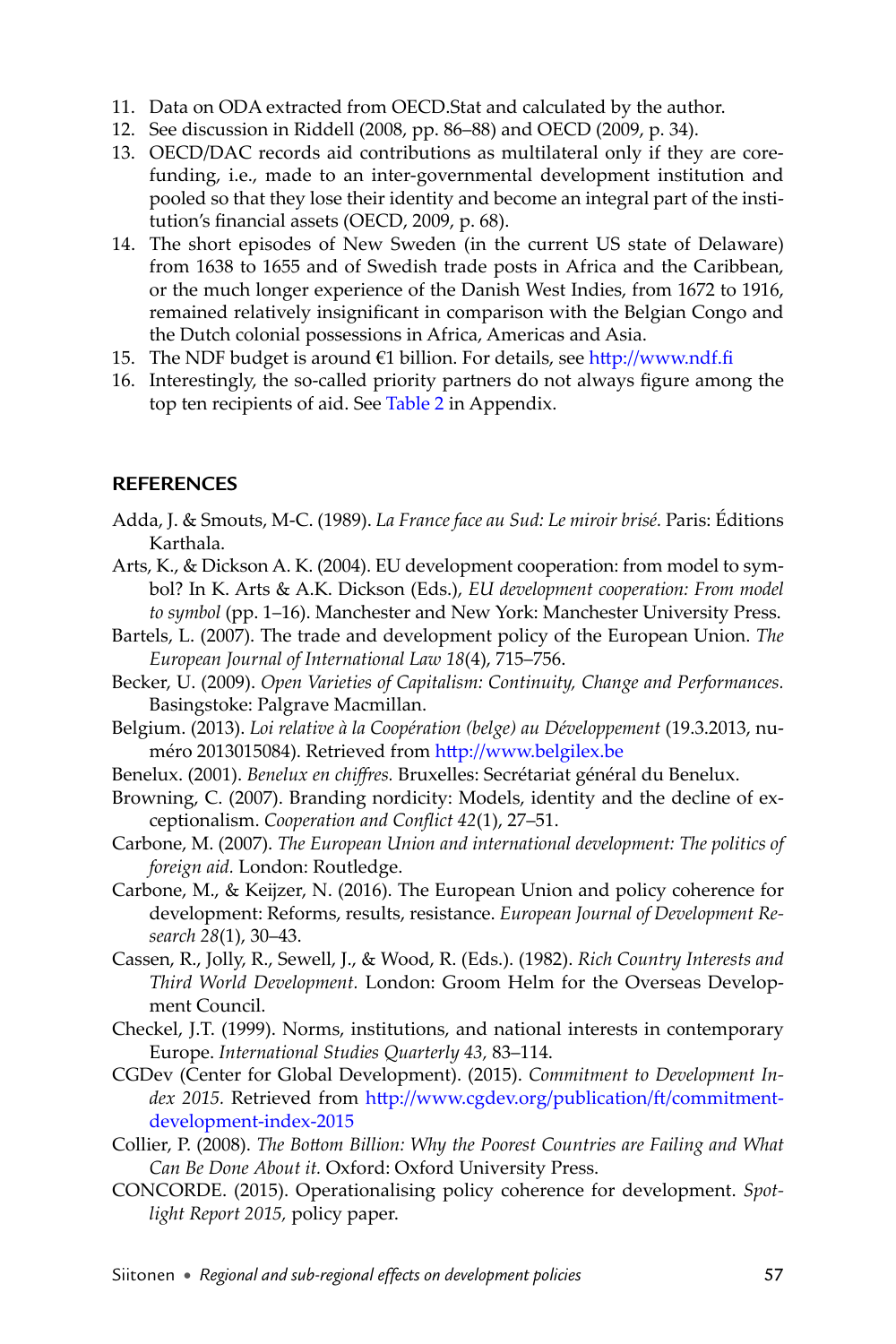11. Data on ODA extracted from OECD.Stat and calculated by the author.
12. See discussion in Riddell (2008, pp. 86–88) and OECD (2009, p. 34).
13. OECD/DAC records aid contributions as multilateral only if they are core-funding, i.e., made to an inter-governmental development institution and pooled so that they lose their identity and become an integral part of the institution's financial assets (OECD, 2009, p. 68).
14. The short episodes of New Sweden (in the current US state of Delaware) from 1638 to 1655 and of Swedish trade posts in Africa and the Caribbean, or the much longer experience of the Danish West Indies, from 1672 to 1916, remained relatively insignificant in comparison with the Belgian Congo and the Dutch colonial possessions in Africa, Americas and Asia.
15. The NDF budget is around €1 billion. For details, see http://www.ndf.fi
16. Interestingly, the so-called priority partners do not always figure among the top ten recipients of aid. See Table 2 in Appendix.

## REFERENCES

Adda, J. & Smouts, M-C. (1989). *La France face au Sud: Le miroir brisé.* Paris: Éditions Karthala.

Arts, K., & Dickson A. K. (2004). EU development cooperation: from model to symbol? In K. Arts & A.K. Dickson (Eds.), *EU development cooperation: From model to symbol* (pp. 1–16). Manchester and New York: Manchester University Press.

Bartels, L. (2007). The trade and development policy of the European Union. *The European Journal of International Law 18*(4), 715–756.

Becker, U. (2009). *Open Varieties of Capitalism: Continuity, Change and Performances.* Basingstoke: Palgrave Macmillan.

Belgium. (2013). *Loi relative à la Coopération (belge) au Développement* (19.3.2013, numéro 2013015084). Retrieved from http://www.belgilex.be

Benelux. (2001). *Benelux en chiffres.* Bruxelles: Secrétariat général du Benelux.

Browning, C. (2007). Branding nordicity: Models, identity and the decline of exceptionalism. *Cooperation and Conflict 42*(1), 27–51.

Carbone, M. (2007). *The European Union and international development: The politics of foreign aid.* London: Routledge.

Carbone, M., & Keijzer, N. (2016). The European Union and policy coherence for development: Reforms, results, resistance. *European Journal of Development Research 28*(1), 30–43.

Cassen, R., Jolly, R., Sewell, J., & Wood, R. (Eds.). (1982). *Rich Country Interests and Third World Development.* London: Groom Helm for the Overseas Development Council.

Checkel, J.T. (1999). Norms, institutions, and national interests in contemporary Europe. *International Studies Quarterly 43,* 83–114.

CGDev (Center for Global Development). (2015). *Commitment to Development Index 2015.* Retrieved from http://www.cgdev.org/publication/ft/commitment-development-index-2015

Collier, P. (2008). *The Bottom Billion: Why the Poorest Countries are Failing and What Can Be Done About it.* Oxford: Oxford University Press.

CONCORDE. (2015). Operationalising policy coherence for development. *Spotlight Report 2015,* policy paper.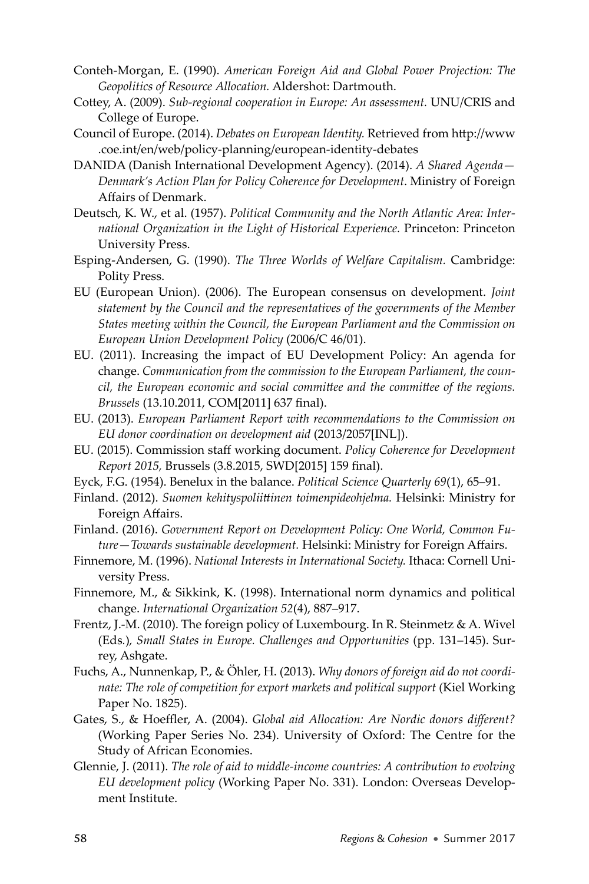Conteh-Morgan, E. (1990). *American Foreign Aid and Global Power Projection: The Geopolitics of Resource Allocation.* Aldershot: Dartmouth.

Cottey, A. (2009). *Sub-regional cooperation in Europe: An assessment.* UNU/CRIS and College of Europe.

Council of Europe. (2014). *Debates on European Identity.* Retrieved from http://www.coe.int/en/web/policy-planning/european-identity-debates

DANIDA (Danish International Development Agency). (2014). *A Shared Agenda—Denmark's Action Plan for Policy Coherence for Development*. Ministry of Foreign Affairs of Denmark.

Deutsch, K. W., et al. (1957). *Political Community and the North Atlantic Area: International Organization in the Light of Historical Experience.* Princeton: Princeton University Press.

Esping-Andersen, G. (1990). *The Three Worlds of Welfare Capitalism.* Cambridge: Polity Press.

EU (European Union). (2006). The European consensus on development. *Joint statement by the Council and the representatives of the governments of the Member States meeting within the Council, the European Parliament and the Commission on European Union Development Policy* (2006/C 46/01).

EU. (2011). Increasing the impact of EU Development Policy: An agenda for change. *Communication from the commission to the European Parliament, the council, the European economic and social committee and the committee of the regions. Brussels* (13.10.2011, COM[2011] 637 final).

EU. (2013). *European Parliament Report with recommendations to the Commission on EU donor coordination on development aid* (2013/2057[INL]).

EU. (2015). Commission staff working document. *Policy Coherence for Development Report 2015,* Brussels (3.8.2015, SWD[2015] 159 final).

Eyck, F.G. (1954). Benelux in the balance. *Political Science Quarterly 69*(1), 65–91.

Finland. (2012). *Suomen kehityspoliittinen toimenpideohjelma.* Helsinki: Ministry for Foreign Affairs.

Finland. (2016). *Government Report on Development Policy: One World, Common Future—Towards sustainable development.* Helsinki: Ministry for Foreign Affairs.

Finnemore, M. (1996). *National Interests in International Society.* Ithaca: Cornell University Press.

Finnemore, M., & Sikkink, K. (1998). International norm dynamics and political change. *International Organization 52*(4), 887–917.

Frentz, J.-M. (2010). The foreign policy of Luxembourg. In R. Steinmetz & A. Wivel (Eds.), *Small States in Europe. Challenges and Opportunities* (pp. 131–145). Surrey, Ashgate.

Fuchs, A., Nunnenkap, P., & Öhler, H. (2013). *Why donors of foreign aid do not coordinate: The role of competition for export markets and political support* (Kiel Working Paper No. 1825).

Gates, S., & Hoeffler, A. (2004). *Global aid Allocation: Are Nordic donors different?* (Working Paper Series No. 234). University of Oxford: The Centre for the Study of African Economies.

Glennie, J. (2011). *The role of aid to middle-income countries: A contribution to evolving EU development policy* (Working Paper No. 331). London: Overseas Development Institute.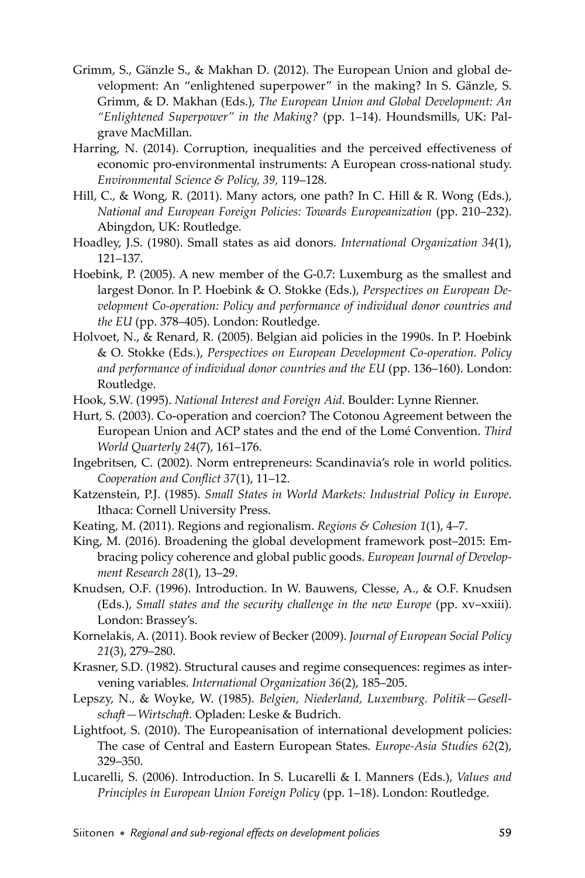Grimm, S., Gänzle S., & Makhan D. (2012). The European Union and global development: An "enlightened superpower" in the making? In S. Gänzle, S. Grimm, & D. Makhan (Eds.), *The European Union and Global Development: An "Enlightened Superpower" in the Making?* (pp. 1–14). Houndsmills, UK: Palgrave MacMillan.

Harring, N. (2014). Corruption, inequalities and the perceived effectiveness of economic pro-environmental instruments: A European cross-national study. *Environmental Science & Policy, 39,* 119–128.

Hill, C., & Wong, R. (2011). Many actors, one path? In C. Hill & R. Wong (Eds.), *National and European Foreign Policies: Towards Europeanization* (pp. 210–232). Abingdon, UK: Routledge.

Hoadley, J.S. (1980). Small states as aid donors. *International Organization 34*(1), 121–137.

Hoebink, P. (2005). A new member of the G-0.7: Luxemburg as the smallest and largest Donor. In P. Hoebink & O. Stokke (Eds.), *Perspectives on European Development Co-operation: Policy and performance of individual donor countries and the EU* (pp. 378–405). London: Routledge.

Holvoet, N., & Renard, R. (2005). Belgian aid policies in the 1990s. In P. Hoebink & O. Stokke (Eds.), *Perspectives on European Development Co-operation. Policy and performance of individual donor countries and the EU* (pp. 136–160). London: Routledge.

Hook, S.W. (1995). *National Interest and Foreign Aid.* Boulder: Lynne Rienner.

Hurt, S. (2003). Co-operation and coercion? The Cotonou Agreement between the European Union and ACP states and the end of the Lomé Convention. *Third World Quarterly 24*(7), 161–176.

Ingebritsen, C. (2002). Norm entrepreneurs: Scandinavia's role in world politics. *Cooperation and Conflict 37*(1), 11–12.

Katzenstein, P.J. (1985). *Small States in World Markets: Industrial Policy in Europe.* Ithaca: Cornell University Press.

Keating, M. (2011). Regions and regionalism. *Regions & Cohesion 1*(1), 4–7.

King, M. (2016). Broadening the global development framework post–2015: Embracing policy coherence and global public goods. *European Journal of Development Research 28*(1), 13–29.

Knudsen, O.F. (1996). Introduction. In W. Bauwens, Clesse, A., & O.F. Knudsen (Eds.), *Small states and the security challenge in the new Europe* (pp. xv–xxiii). London: Brassey's.

Kornelakis, A. (2011). Book review of Becker (2009). *Journal of European Social Policy 21*(3), 279–280.

Krasner, S.D. (1982). Structural causes and regime consequences: regimes as intervening variables. *International Organization 36*(2), 185–205.

Lepszy, N., & Woyke, W. (1985). *Belgien, Niederland, Luxemburg. Politik—Gesellschaft—Wirtschaft.* Opladen: Leske & Budrich.

Lightfoot, S. (2010). The Europeanisation of international development policies: The case of Central and Eastern European States. *Europe-Asia Studies 62*(2), 329–350.

Lucarelli, S. (2006). Introduction. In S. Lucarelli & I. Manners (Eds.), *Values and Principles in European Union Foreign Policy* (pp. 1–18). London: Routledge.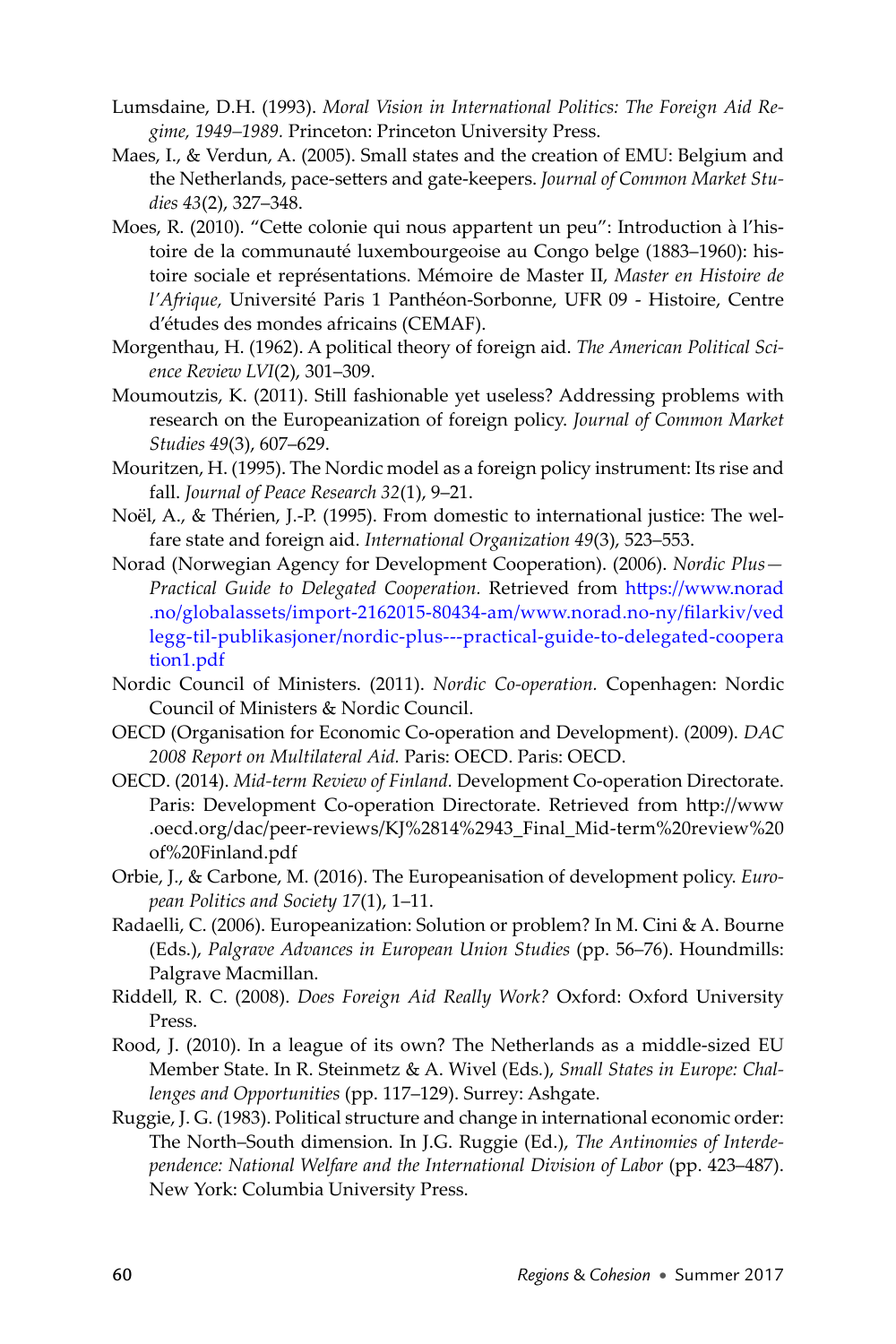Lumsdaine, D.H. (1993). *Moral Vision in International Politics: The Foreign Aid Regime, 1949–1989.* Princeton: Princeton University Press.

Maes, I., & Verdun, A. (2005). Small states and the creation of EMU: Belgium and the Netherlands, pace-setters and gate-keepers. *Journal of Common Market Studies 43*(2), 327–348.

Moes, R. (2010). "Cette colonie qui nous appartent un peu": Introduction à l'histoire de la communauté luxembourgeoise au Congo belge (1883–1960): histoire sociale et représentations. Mémoire de Master II, *Master en Histoire de l'Afrique,* Université Paris 1 Panthéon-Sorbonne, UFR 09 - Histoire, Centre d'études des mondes africains (CEMAF).

Morgenthau, H. (1962). A political theory of foreign aid. *The American Political Science Review LVI*(2), 301–309.

Moumoutzis, K. (2011). Still fashionable yet useless? Addressing problems with research on the Europeanization of foreign policy. *Journal of Common Market Studies 49*(3), 607–629.

Mouritzen, H. (1995). The Nordic model as a foreign policy instrument: Its rise and fall. *Journal of Peace Research 32*(1), 9–21.

Noël, A., & Thérien, J.-P. (1995). From domestic to international justice: The welfare state and foreign aid. *International Organization 49*(3), 523–553.

Norad (Norwegian Agency for Development Cooperation). (2006). *Nordic Plus—Practical Guide to Delegated Cooperation.* Retrieved from https://www.norad.no/globalassets/import-2162015-80434-am/www.norad.no-ny/filarkiv/vedlegg-til-publikasjoner/nordic-plus---practical-guide-to-delegated-cooperation1.pdf

Nordic Council of Ministers. (2011). *Nordic Co-operation.* Copenhagen: Nordic Council of Ministers & Nordic Council.

OECD (Organisation for Economic Co-operation and Development). (2009). *DAC 2008 Report on Multilateral Aid.* Paris: OECD. Paris: OECD.

OECD. (2014). *Mid-term Review of Finland.* Development Co-operation Directorate. Paris: Development Co-operation Directorate. Retrieved from http://www.oecd.org/dac/peer-reviews/KJ%2814%2943_Final_Mid-term%20review%20of%20Finland.pdf

Orbie, J., & Carbone, M. (2016). The Europeanisation of development policy. *European Politics and Society 17*(1), 1–11.

Radaelli, C. (2006). Europeanization: Solution or problem? In M. Cini & A. Bourne (Eds.), *Palgrave Advances in European Union Studies* (pp. 56–76). Houndmills: Palgrave Macmillan.

Riddell, R. C. (2008). *Does Foreign Aid Really Work?* Oxford: Oxford University Press.

Rood, J. (2010). In a league of its own? The Netherlands as a middle-sized EU Member State. In R. Steinmetz & A. Wivel (Eds.), *Small States in Europe: Challenges and Opportunities* (pp. 117–129). Surrey: Ashgate.

Ruggie, J. G. (1983). Political structure and change in international economic order: The North–South dimension. In J.G. Ruggie (Ed.), *The Antinomies of Interdependence: National Welfare and the International Division of Labor* (pp. 423–487). New York: Columbia University Press.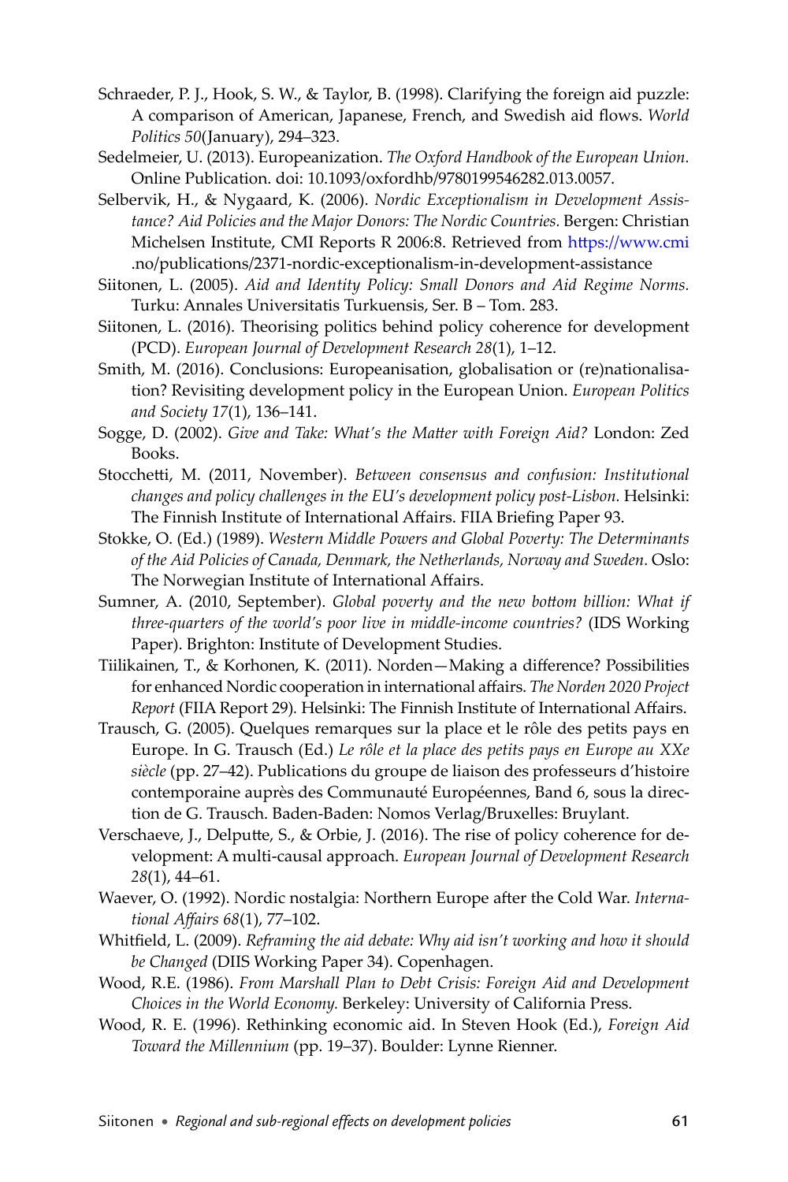Schraeder, P. J., Hook, S. W., & Taylor, B. (1998). Clarifying the foreign aid puzzle: A comparison of American, Japanese, French, and Swedish aid flows. *World Politics 50*(January), 294–323.

Sedelmeier, U. (2013). Europeanization. *The Oxford Handbook of the European Union.* Online Publication. doi: 10.1093/oxfordhb/9780199546282.013.0057.

Selbervik, H., & Nygaard, K. (2006). *Nordic Exceptionalism in Development Assistance? Aid Policies and the Major Donors: The Nordic Countries.* Bergen: Christian Michelsen Institute, CMI Reports R 2006:8. Retrieved from https://www.cmi.no/publications/2371-nordic-exceptionalism-in-development-assistance

Siitonen, L. (2005). *Aid and Identity Policy: Small Donors and Aid Regime Norms.* Turku: Annales Universitatis Turkuensis, Ser. B – Tom. 283.

Siitonen, L. (2016). Theorising politics behind policy coherence for development (PCD). *European Journal of Development Research 28*(1), 1–12.

Smith, M. (2016). Conclusions: Europeanisation, globalisation or (re)nationalisation? Revisiting development policy in the European Union. *European Politics and Society 17*(1), 136–141.

Sogge, D. (2002). *Give and Take: What's the Matter with Foreign Aid?* London: Zed Books.

Stocchetti, M. (2011, November). *Between consensus and confusion: Institutional changes and policy challenges in the EU's development policy post-Lisbon.* Helsinki: The Finnish Institute of International Affairs. FIIA Briefing Paper 93.

Stokke, O. (Ed.) (1989). *Western Middle Powers and Global Poverty: The Determinants of the Aid Policies of Canada, Denmark, the Netherlands, Norway and Sweden.* Oslo: The Norwegian Institute of International Affairs.

Sumner, A. (2010, September). *Global poverty and the new bottom billion: What if three-quarters of the world's poor live in middle-income countries?* (IDS Working Paper). Brighton: Institute of Development Studies.

Tiilikainen, T., & Korhonen, K. (2011). Norden—Making a difference? Possibilities for enhanced Nordic cooperation in international affairs. *The Norden 2020 Project Report* (FIIA Report 29)*.* Helsinki: The Finnish Institute of International Affairs.

Trausch, G. (2005). Quelques remarques sur la place et le rôle des petits pays en Europe. In G. Trausch (Ed.) *Le rôle et la place des petits pays en Europe au XXe siècle* (pp. 27–42). Publications du groupe de liaison des professeurs d'histoire contemporaine auprès des Communauté Européennes, Band 6, sous la direction de G. Trausch. Baden-Baden: Nomos Verlag/Bruxelles: Bruylant.

Verschaeve, J., Delputte, S., & Orbie, J. (2016). The rise of policy coherence for development: A multi-causal approach. *European Journal of Development Research 28*(1), 44–61.

Waever, O. (1992). Nordic nostalgia: Northern Europe after the Cold War. *International Affairs 68*(1), 77–102.

Whitfield, L. (2009). *Reframing the aid debate: Why aid isn't working and how it should be Changed* (DIIS Working Paper 34). Copenhagen.

Wood, R.E. (1986). *From Marshall Plan to Debt Crisis: Foreign Aid and Development Choices in the World Economy.* Berkeley: University of California Press.

Wood, R. E. (1996). Rethinking economic aid. In Steven Hook (Ed.), *Foreign Aid Toward the Millennium* (pp. 19–37). Boulder: Lynne Rienner.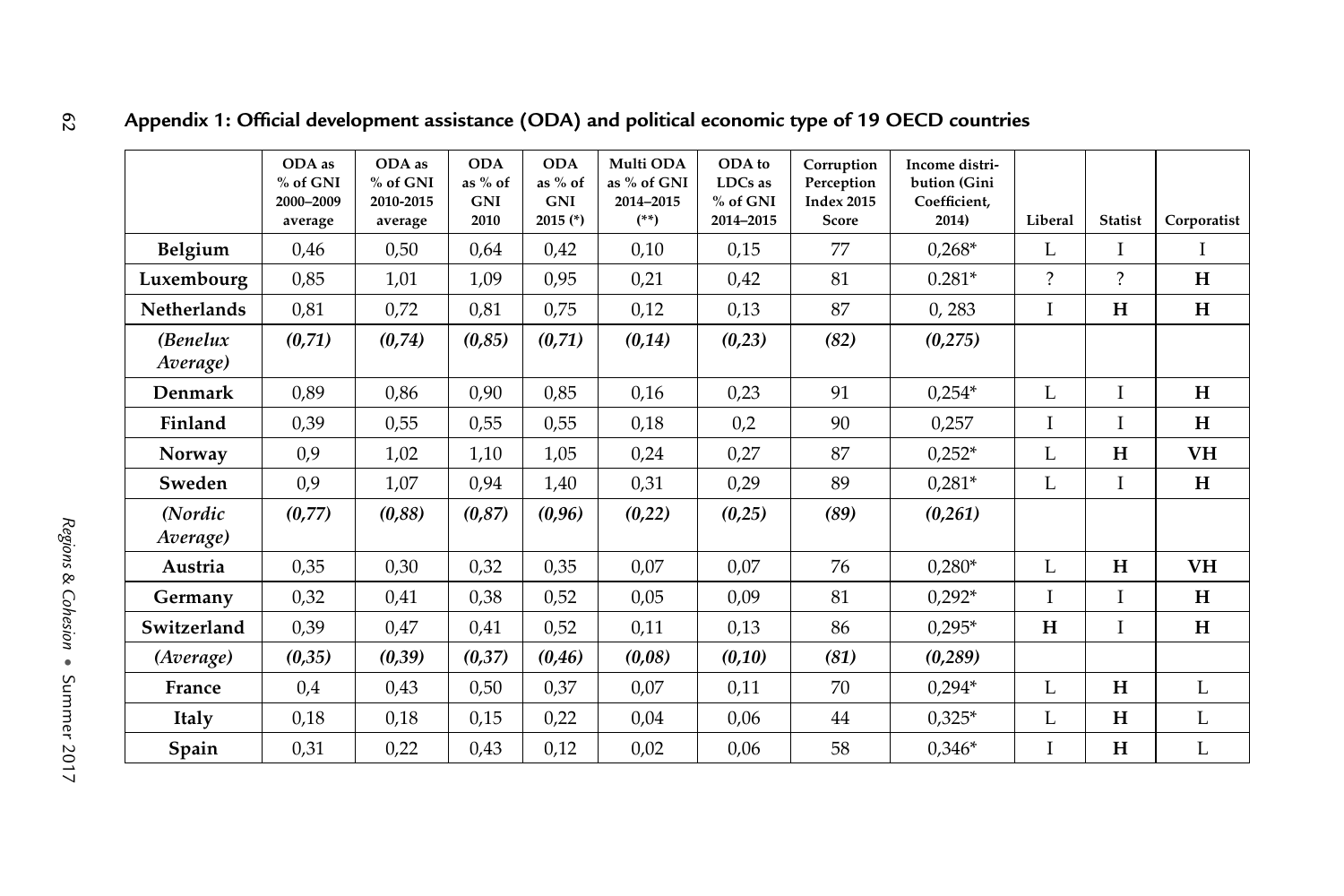## Appendix 1: Official development assistance (ODA) and political economic type of 19 OECD countries

| | ODA as % of GNI 2000–2009 average | ODA as % of GNI 2010-2015 average | ODA as % of GNI 2010 | ODA as % of GNI 2015 (*) | Multi ODA as % of GNI 2014–2015 (**) | ODA to LDCs as % of GNI 2014–2015 | Corruption Perception Index 2015 Score | Income distribution (Gini Coefficient, 2014) | Liberal | Statist | Corporatist |
|---|---|---|---|---|---|---|---|---|---|---|---|
| **Belgium** | 0,46 | 0,50 | 0,64 | 0,42 | 0,10 | 0,15 | 77 | 0,268* | L | I | I |
| **Luxembourg** | 0,85 | 1,01 | 1,09 | 0,95 | 0,21 | 0,42 | 81 | 0.281* | ? | ? | **H** |
| **Netherlands** | 0,81 | 0,72 | 0,81 | 0,75 | 0,12 | 0,13 | 87 | 0, 283 | I | **H** | **H** |
| ***(Benelux Average)*** | ***(0,71)*** | ***(0,74)*** | ***(0,85)*** | ***(0,71)*** | ***(0,14)*** | ***(0,23)*** | ***(82)*** | ***(0,275)*** | | | |
| **Denmark** | 0,89 | 0,86 | 0,90 | 0,85 | 0,16 | 0,23 | 91 | 0,254* | L | I | **H** |
| **Finland** | 0,39 | 0,55 | 0,55 | 0,55 | 0,18 | 0,2 | 90 | 0,257 | I | I | **H** |
| **Norway** | 0,9 | 1,02 | 1,10 | 1,05 | 0,24 | 0,27 | 87 | 0,252* | L | **H** | **VH** |
| **Sweden** | 0,9 | 1,07 | 0,94 | 1,40 | 0,31 | 0,29 | 89 | 0,281* | L | I | **H** |
| ***(Nordic Average)*** | ***(0,77)*** | ***(0,88)*** | ***(0,87)*** | ***(0,96)*** | ***(0,22)*** | ***(0,25)*** | ***(89)*** | ***(0,261)*** | | | |
| **Austria** | 0,35 | 0,30 | 0,32 | 0,35 | 0,07 | 0,07 | 76 | 0,280* | L | **H** | **VH** |
| **Germany** | 0,32 | 0,41 | 0,38 | 0,52 | 0,05 | 0,09 | 81 | 0,292* | I | I | **H** |
| **Switzerland** | 0,39 | 0,47 | 0,41 | 0,52 | 0,11 | 0,13 | 86 | 0,295* | **H** | I | **H** |
| ***(Average)*** | ***(0,35)*** | ***(0,39)*** | ***(0,37)*** | ***(0,46)*** | ***(0,08)*** | ***(0,10)*** | ***(81)*** | ***(0,289)*** | | | |
| **France** | 0,4 | 0,43 | 0,50 | 0,37 | 0,07 | 0,11 | 70 | 0,294* | L | **H** | L |
| **Italy** | 0,18 | 0,18 | 0,15 | 0,22 | 0,04 | 0,06 | 44 | 0,325* | L | **H** | L |
| **Spain** | 0,31 | 0,22 | 0,43 | 0,12 | 0,02 | 0,06 | 58 | 0,346* | I | **H** | L |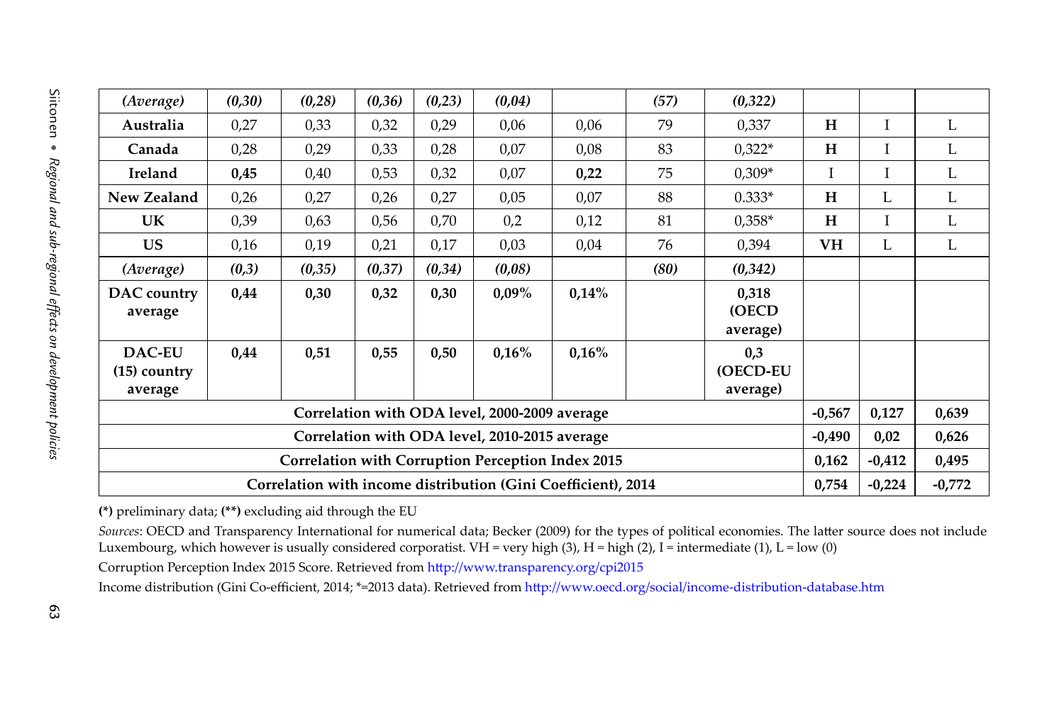| *(Average)* | *(0,30)* | *(0,28)* | *(0,36)* | *(0,23)* | *(0,04)* | | *(57)* | *(0,322)* | | | |
|---|---|---|---|---|---|---|---|---|---|---|---|
| **Australia** | 0,27 | 0,33 | 0,32 | 0,29 | 0,06 | 0,06 | 79 | 0,337 | **H** | I | L |
| **Canada** | 0,28 | 0,29 | 0,33 | 0,28 | 0,07 | 0,08 | 83 | 0,322* | **H** | I | L |
| **Ireland** | **0,45** | 0,40 | 0,53 | 0,32 | 0,07 | **0,22** | 75 | 0,309* | I | I | L |
| **New Zealand** | 0,26 | 0,27 | 0,26 | 0,27 | 0,05 | 0,07 | 88 | 0.333* | **H** | L | L |
| **UK** | 0,39 | 0,63 | 0,56 | 0,70 | 0,2 | 0,12 | 81 | 0,358* | **H** | I | L |
| **US** | 0,16 | 0,19 | 0,21 | 0,17 | 0,03 | 0,04 | 76 | 0,394 | **VH** | L | L |
| *(Average)* | *(0,3)* | *(0,35)* | *(0,37)* | *(0,34)* | *(0,08)* | | *(80)* | *(0,342)* | | | |
| **DAC country average** | **0,44** | **0,30** | **0,32** | **0,30** | **0,09%** | **0,14%** | | **0,318 (OECD average)** | | | |
| **DAC-EU (15) country average** | **0,44** | **0,51** | **0,55** | **0,50** | **0,16%** | **0,16%** | | **0,3 (OECD-EU average)** | | | |
| **Correlation with ODA level, 2000-2009 average** | | | | | | | | | **-0,567** | **0,127** | **0,639** |
| **Correlation with ODA level, 2010-2015 average** | | | | | | | | | **-0,490** | **0,02** | **0,626** |
| **Correlation with Corruption Perception Index 2015** | | | | | | | | | **0,162** | **-0,412** | **0,495** |
| **Correlation with income distribution (Gini Coefficient), 2014** | | | | | | | | | **0,754** | **-0,224** | **-0,772** |

**(*)** preliminary data; **(**)** excluding aid through the EU

*Sources*: OECD and Transparency International for numerical data; Becker (2009) for the types of political economies. The latter source does not include Luxembourg, which however is usually considered corporatist. VH = very high (3), H = high (2), I = intermediate (1), L = low (0)

Corruption Perception Index 2015 Score. Retrieved from http://www.transparency.org/cpi2015

Income distribution (Gini Co-efficient, 2014; *=2013 data). Retrieved from http://www.oecd.org/social/income-distribution-database.htm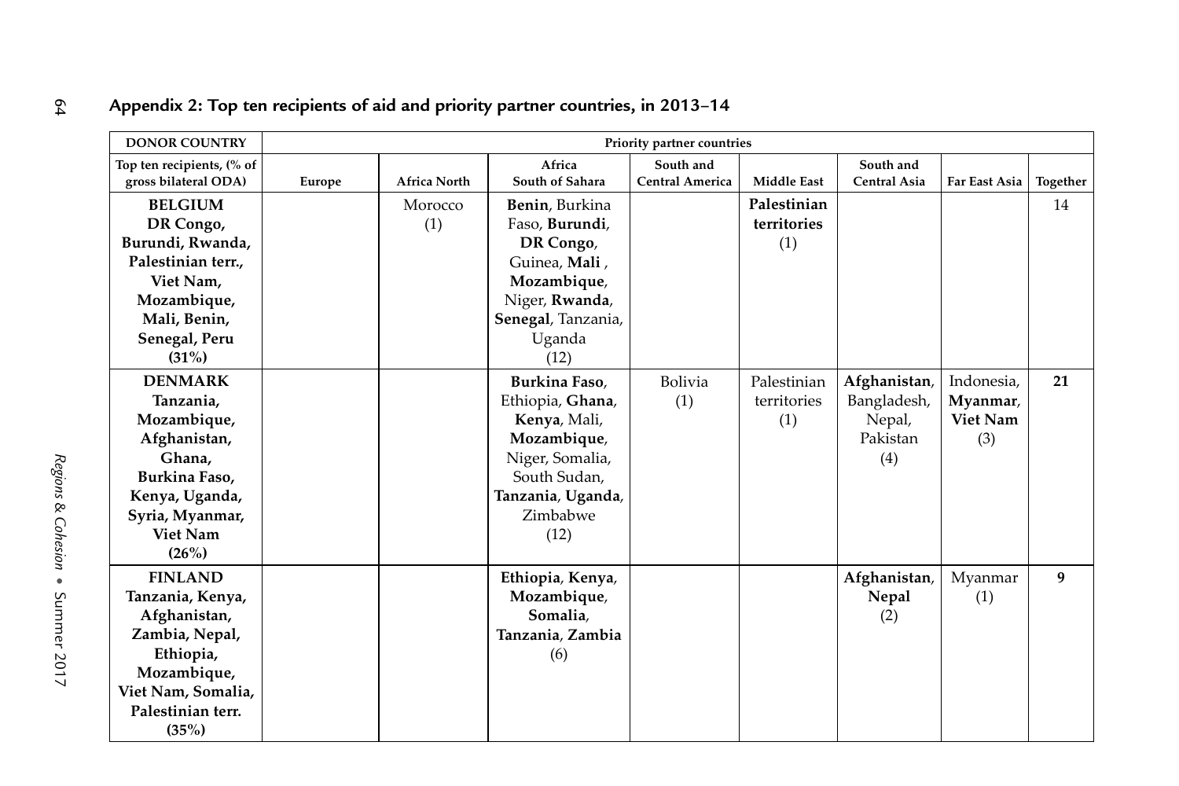## Appendix 2: Top ten recipients of aid and priority partner countries, in 2013–14

| DONOR COUNTRY | Priority partner countries | | | | | | | |
|---|---|---|---|---|---|---|---|---|
| Top ten recipients, (% of gross bilateral ODA) | Europe | Africa North | Africa South of Sahara | South and Central America | Middle East | South and Central Asia | Far East Asia | Together |
| **BELGIUM DR Congo, Burundi, Rwanda, Palestinian terr., Viet Nam, Mozambique, Mali, Benin, Senegal, Peru (31%)** | | Morocco (1) | **Benin**, Burkina Faso, **Burundi**, **DR Congo**, Guinea, **Mali** , **Mozambique**, Niger, **Rwanda**, **Senegal**, Tanzania, Uganda (12) | | **Palestinian territories** (1) | | | 14 |
| **DENMARK Tanzania, Mozambique, Afghanistan, Ghana, Burkina Faso, Kenya, Uganda, Syria, Myanmar, Viet Nam (26%)** | | | **Burkina Faso**, Ethiopia, **Ghana**, **Kenya**, Mali, **Mozambique**, Niger, Somalia, South Sudan, **Tanzania**, **Uganda**, Zimbabwe (12) | Bolivia (1) | Palestinian territories (1) | **Afghanistan**, Bangladesh, Nepal, Pakistan (4) | Indonesia, **Myanmar**, **Viet Nam** (3) | **21** |
| **FINLAND Tanzania, Kenya, Afghanistan, Zambia, Nepal, Ethiopia, Mozambique, Viet Nam, Somalia, Palestinian terr. (35%)** | | | **Ethiopia**, **Kenya**, **Mozambique**, **Somalia**, **Tanzania**, **Zambia** (6) | | | **Afghanistan**, **Nepal** (2) | Myanmar (1) | **9** |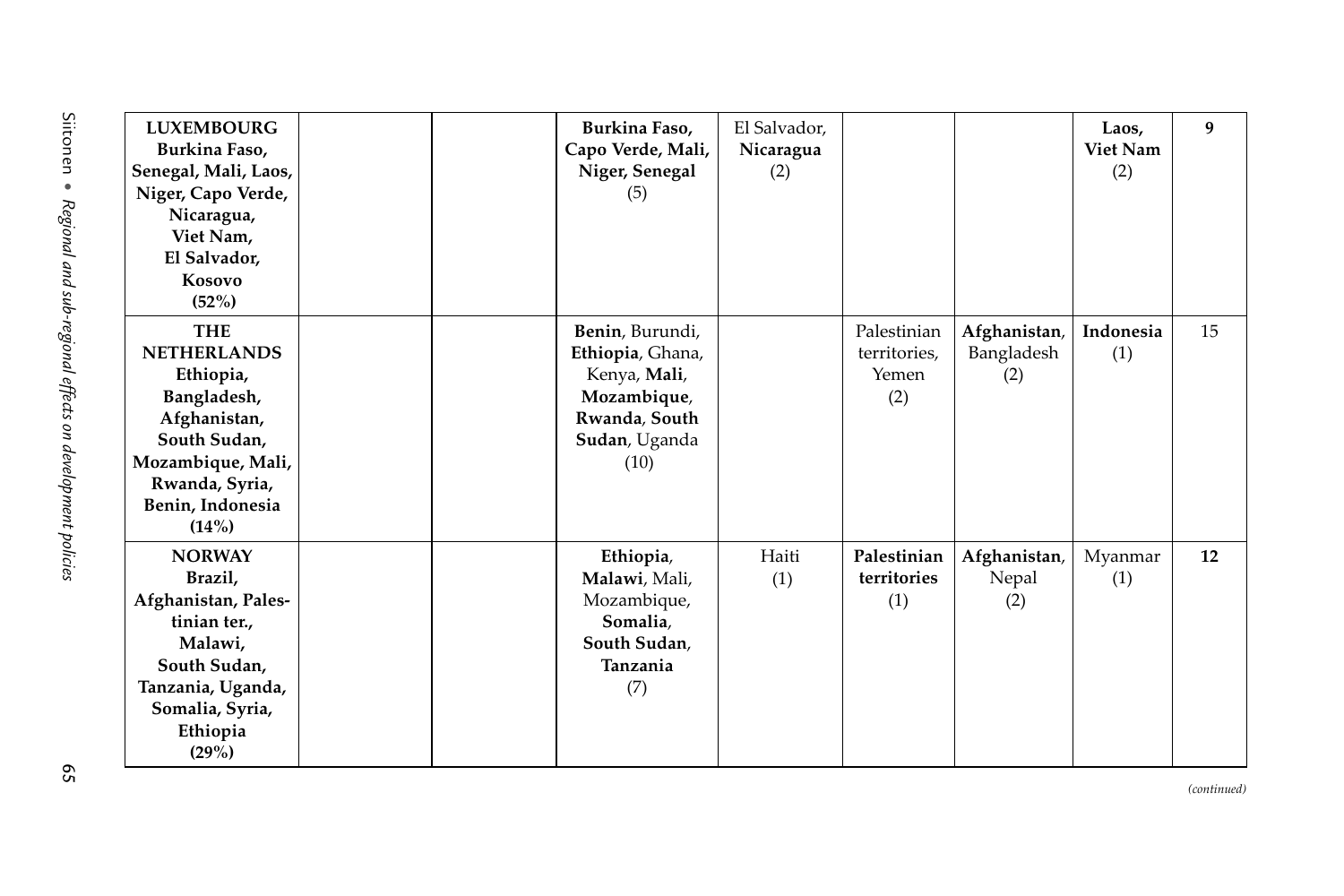| | | | | | | | | |
|---|---|---|---|---|---|---|---|---|
| **LUXEMBOURG Burkina Faso, Senegal, Mali, Laos, Niger, Capo Verde, Nicaragua, Viet Nam, El Salvador, Kosovo (52%)** | | | **Burkina Faso, Capo Verde, Mali, Niger, Senegal** (5) | El Salvador, **Nicaragua** (2) | | | **Laos, Viet Nam** (2) | **9** |
| **THE NETHERLANDS Ethiopia, Bangladesh, Afghanistan, South Sudan, Mozambique, Mali, Rwanda, Syria, Benin, Indonesia (14%)** | | | **Benin**, Burundi, **Ethiopia**, Ghana, Kenya, **Mali**, **Mozambique**, **Rwanda**, **South Sudan**, Uganda (10) | | Palestinian territories, Yemen (2) | **Afghanistan**, Bangladesh (2) | **Indonesia** (1) | 15 |
| **NORWAY Brazil, Afghanistan, Palestinian ter., Malawi, South Sudan, Tanzania, Uganda, Somalia, Syria, Ethiopia (29%)** | | | **Ethiopia**, **Malawi**, Mali, Mozambique, **Somalia**, **South Sudan**, **Tanzania** (7) | Haiti (1) | **Palestinian territories** (1) | **Afghanistan**, Nepal (2) | Myanmar (1) | **12** |

*(continued)*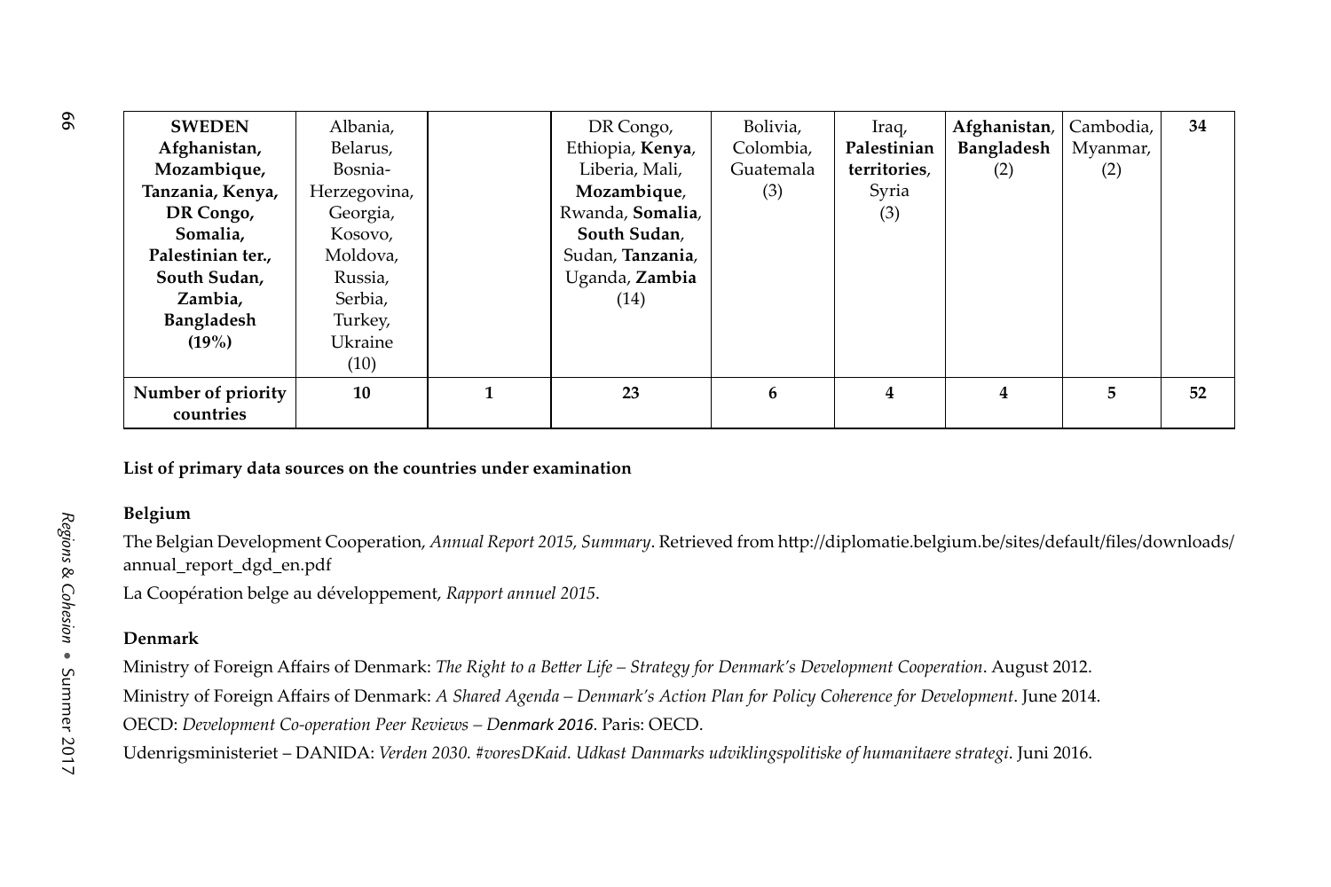| **SWEDEN Afghanistan, Mozambique, Tanzania, Kenya, DR Congo, Somalia, Palestinian ter., South Sudan, Zambia, Bangladesh (19%)** | Albania, Belarus, Bosnia-Herzegovina, Georgia, Kosovo, Moldova, Russia, Serbia, Turkey, Ukraine (10) | | DR Congo, Ethiopia, **Kenya**, Liberia, Mali, **Mozambique**, Rwanda, **Somalia**, **South Sudan**, Sudan, **Tanzania**, Uganda, **Zambia** (14) | Bolivia, Colombia, Guatemala (3) | Iraq, **Palestinian territories**, Syria (3) | **Afghanistan**, **Bangladesh** (2) | Cambodia, Myanmar, (2) | **34** |
|---|---|---|---|---|---|---|---|---|
| **Number of priority countries** | **10** | **1** | **23** | **6** | **4** | **4** | **5** | **52** |

**List of primary data sources on the countries under examination**

**Belgium**

The Belgian Development Cooperation, *Annual Report 2015, Summary*. Retrieved from http://diplomatie.belgium.be/sites/default/files/downloads/annual_report_dgd_en.pdf

La Coopération belge au développement, *Rapport annuel 2015*.

**Denmark**

Ministry of Foreign Affairs of Denmark: *The Right to a Better Life – Strategy for Denmark's Development Cooperation*. August 2012.

Ministry of Foreign Affairs of Denmark: *A Shared Agenda – Denmark's Action Plan for Policy Coherence for Development*. June 2014.

OECD: *Development Co-operation Peer Reviews – Denmark 2016*. Paris: OECD.

Udenrigsministeriet – DANIDA: *Verden 2030. #voresDKaid. Udkast Danmarks udviklingspolitiske of humanitaere strategi*. Juni 2016.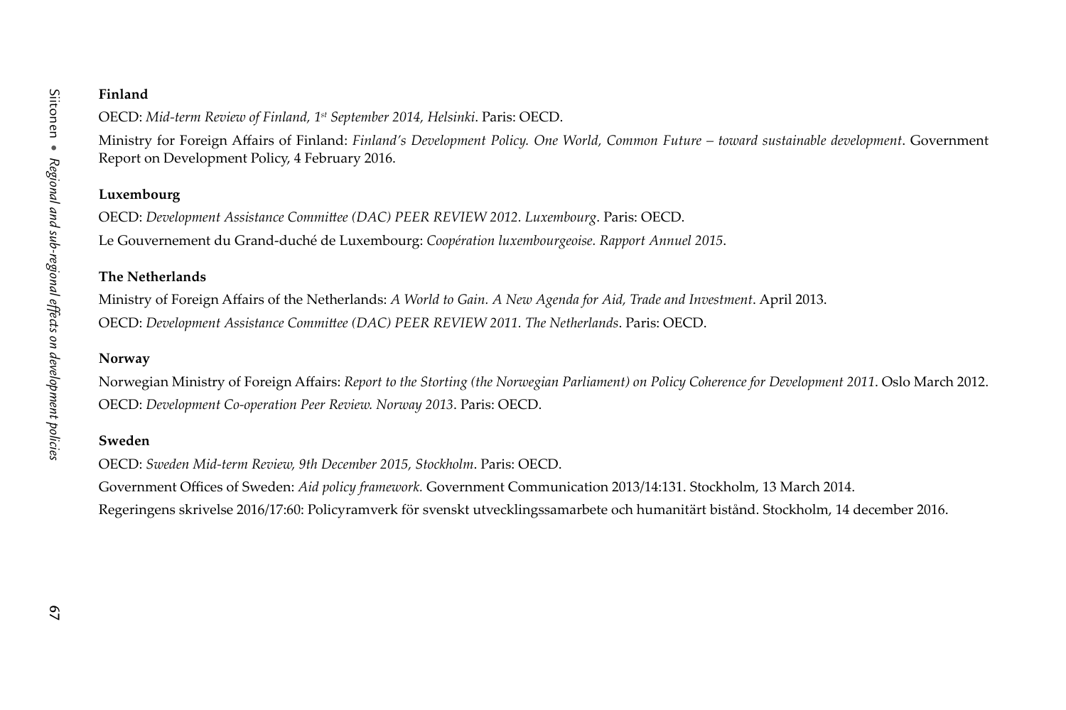**Finland**

OECD: *Mid-term Review of Finland, 1st September 2014, Helsinki*. Paris: OECD.

Ministry for Foreign Affairs of Finland: *Finland's Development Policy. One World, Common Future – toward sustainable development*. Government Report on Development Policy, 4 February 2016.

**Luxembourg**

OECD: *Development Assistance Committee (DAC) PEER REVIEW 2012. Luxembourg*. Paris: OECD.

Le Gouvernement du Grand-duché de Luxembourg: *Coopération luxembourgeoise. Rapport Annuel 2015*.

**The Netherlands**

Ministry of Foreign Affairs of the Netherlands: *A World to Gain. A New Agenda for Aid, Trade and Investment*. April 2013.

OECD: *Development Assistance Committee (DAC) PEER REVIEW 2011. The Netherlands*. Paris: OECD.

**Norway**

Norwegian Ministry of Foreign Affairs: *Report to the Storting (the Norwegian Parliament) on Policy Coherence for Development 2011*. Oslo March 2012.

OECD: *Development Co-operation Peer Review. Norway 2013*. Paris: OECD.

**Sweden**

OECD: *Sweden Mid-term Review, 9th December 2015, Stockholm*. Paris: OECD.

Government Offices of Sweden: *Aid policy framework.* Government Communication 2013/14:131. Stockholm, 13 March 2014.

Regeringens skrivelse 2016/17:60: Policyramverk för svenskt utvecklingssamarbete och humanitärt bistånd. Stockholm, 14 december 2016.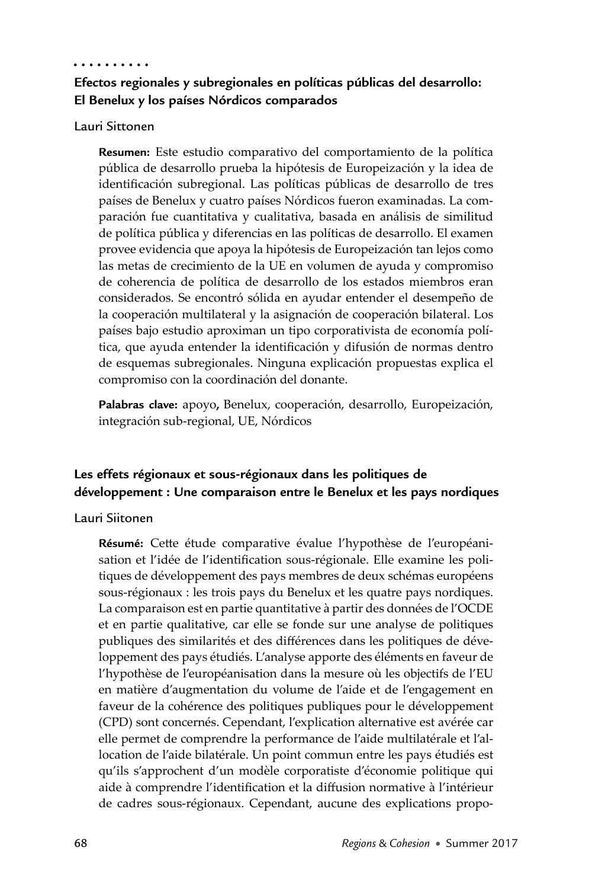## Efectos regionales y subregionales en políticas públicas del desarrollo: El Benelux y los países Nórdicos comparados

Lauri Sittonen

**Resumen:** Este estudio comparativo del comportamiento de la política pública de desarrollo prueba la hipótesis de Europeización y la idea de identificación subregional. Las políticas públicas de desarrollo de tres países de Benelux y cuatro países Nórdicos fueron examinadas. La comparación fue cuantitativa y cualitativa, basada en análisis de similitud de política pública y diferencias en las políticas de desarrollo. El examen provee evidencia que apoya la hipótesis de Europeización tan lejos como las metas de crecimiento de la UE en volumen de ayuda y compromiso de coherencia de política de desarrollo de los estados miembros eran considerados. Se encontró sólida en ayudar entender el desempeño de la cooperación multilateral y la asignación de cooperación bilateral. Los países bajo estudio aproximan un tipo corporativista de economía política, que ayuda entender la identificación y difusión de normas dentro de esquemas subregionales. Ninguna explicación propuestas explica el compromiso con la coordinación del donante.

**Palabras clave:** apoyo**,** Benelux, cooperación, desarrollo, Europeización, integración sub-regional, UE, Nórdicos

## Les effets régionaux et sous-régionaux dans les politiques de développement : Une comparaison entre le Benelux et les pays nordiques

Lauri Siitonen

**Résumé:** Cette étude comparative évalue l'hypothèse de l'européanisation et l'idée de l'identification sous-régionale. Elle examine les politiques de développement des pays membres de deux schémas européens sous-régionaux : les trois pays du Benelux et les quatre pays nordiques. La comparaison est en partie quantitative à partir des données de l'OCDE et en partie qualitative, car elle se fonde sur une analyse de politiques publiques des similarités et des différences dans les politiques de développement des pays étudiés. L'analyse apporte des éléments en faveur de l'hypothèse de l'européanisation dans la mesure où les objectifs de l'EU en matière d'augmentation du volume de l'aide et de l'engagement en faveur de la cohérence des politiques publiques pour le développement (CPD) sont concernés. Cependant, l'explication alternative est avérée car elle permet de comprendre la performance de l'aide multilatérale et l'allocation de l'aide bilatérale. Un point commun entre les pays étudiés est qu'ils s'approchent d'un modèle corporatiste d'économie politique qui aide à comprendre l'identification et la diffusion normative à l'intérieur de cadres sous-régionaux. Cependant, aucune des explications propo-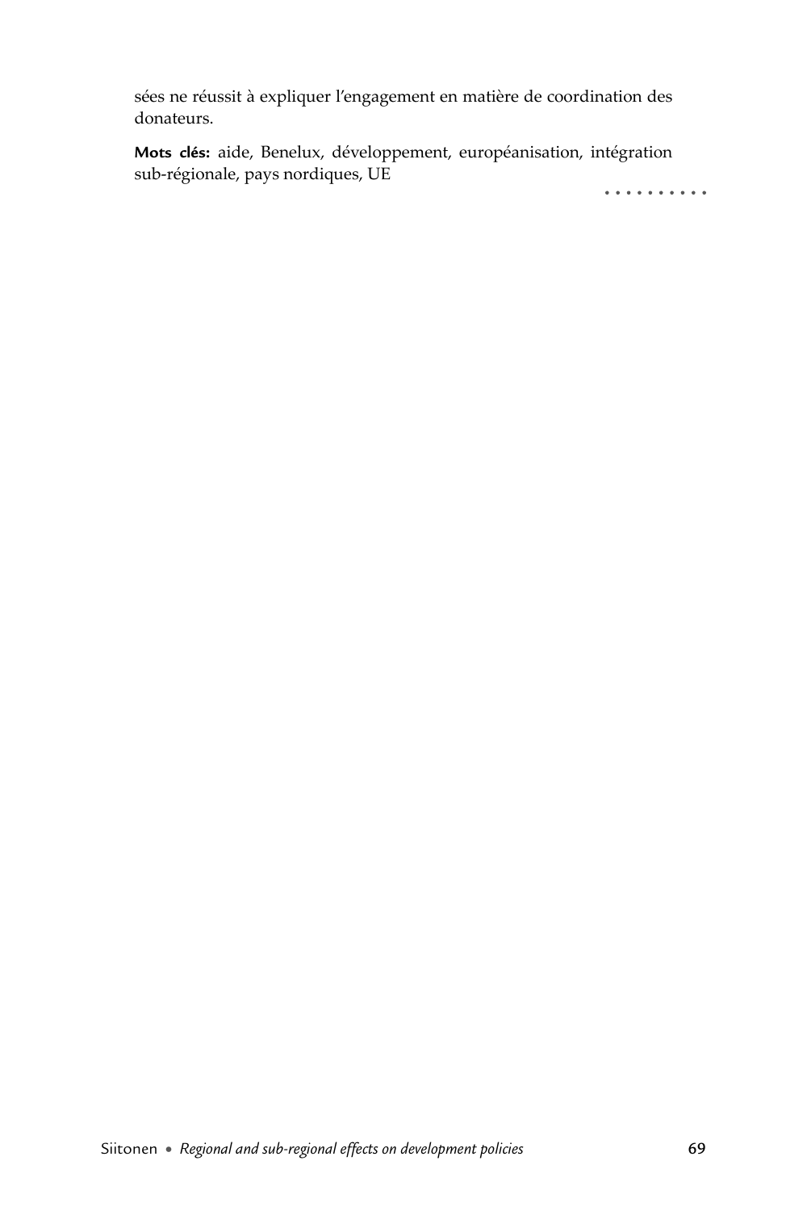sées ne réussit à expliquer l'engagement en matière de coordination des donateurs.

**Mots clés:** aide, Benelux, développement, européanisation, intégration sub-régionale, pays nordiques, UE